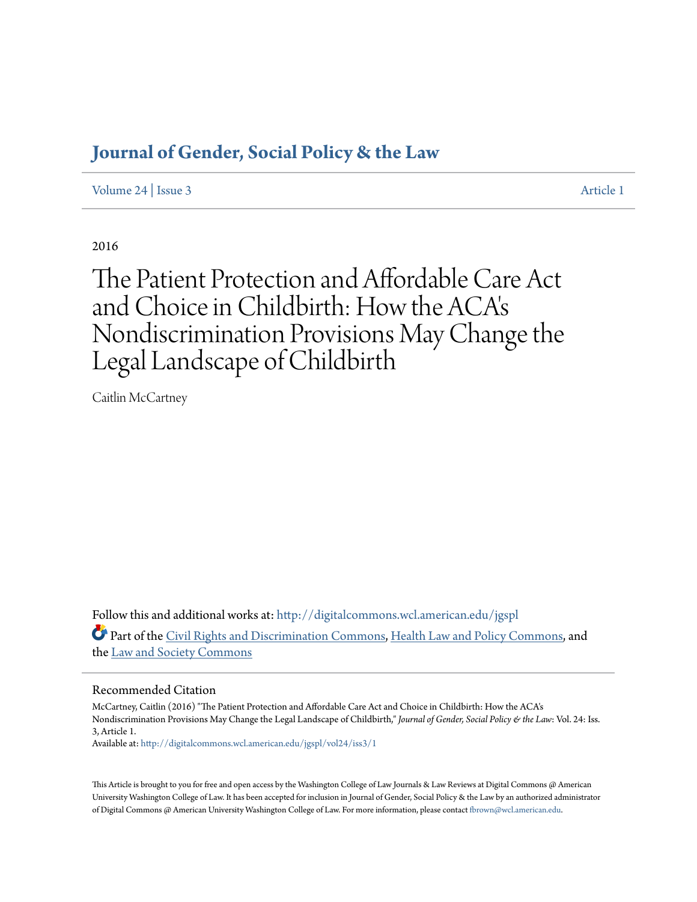# Journal of Gender, Social Policy & the Law

Volume 24 | Issue 3 Article 1

2016

# The Patient Protection and Affordable Care Act and Choice in Childbirth: How the ACA's Nondiscrimination Provisions May Change the Legal Landscape of Childbirth

Caitlin McCartney

Follow this and additional works at: http://digitalcommons.wcl.american.edu/jgspl

Part of the Civil Rights and Discrimination Commons, Health Law and Policy Commons, and the Law and Society Commons

## Recommended Citation

McCartney, Caitlin (2016) "The Patient Protection and Affordable Care Act and Choice in Childbirth: How the ACA's Nondiscrimination Provisions May Change the Legal Landscape of Childbirth," *Journal of Gender, Social Policy & the Law*: Vol. 24: Iss. 3, Article 1.
Available at: http://digitalcommons.wcl.american.edu/jgspl/vol24/iss3/1

This Article is brought to you for free and open access by the Washington College of Law Journals & Law Reviews at Digital Commons @ American University Washington College of Law. It has been accepted for inclusion in Journal of Gender, Social Policy & the Law by an authorized administrator of Digital Commons @ American University Washington College of Law. For more information, please contact fbrown@wcl.american.edu.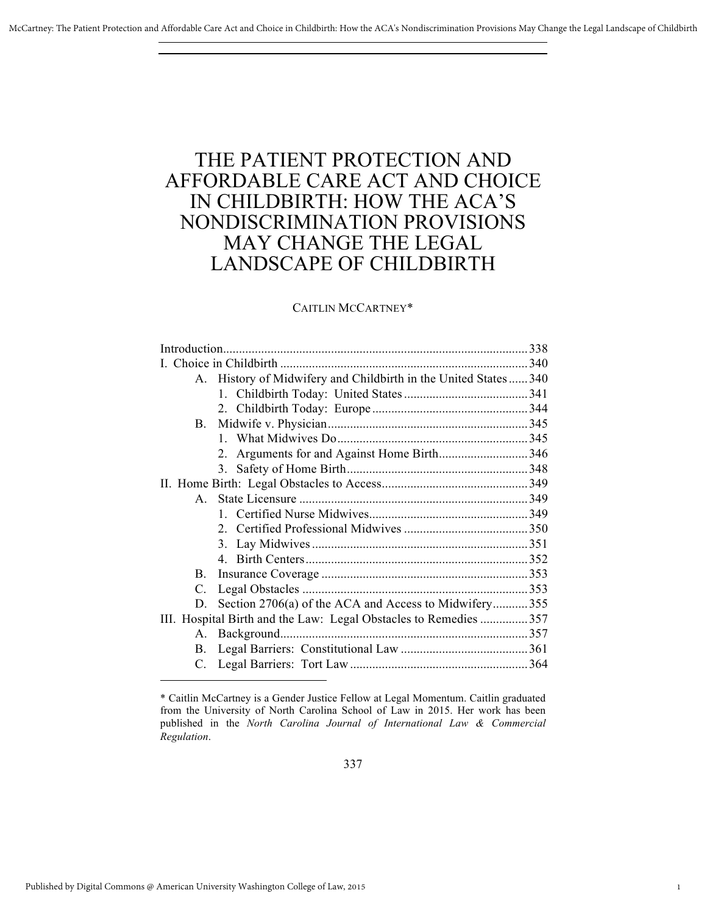# THE PATIENT PROTECTION AND AFFORDABLE CARE ACT AND CHOICE IN CHILDBIRTH: HOW THE ACA'S NONDISCRIMINATION PROVISIONS MAY CHANGE THE LEGAL LANDSCAPE OF CHILDBIRTH

CAITLIN MCCARTNEY*

Introduction .............................................................................................. 338
I. Choice in Childbirth ............................................................................. 340
- A. History of Midwifery and Childbirth in the United States ...... 340
  - 1. Childbirth Today: United States ....................................... 341
  - 2. Childbirth Today: Europe ................................................. 344
- B. Midwife v. Physician ............................................................... 345
  - 1. What Midwives Do ............................................................ 345
  - 2. Arguments for and Against Home Birth ............................ 346
  - 3. Safety of Home Birth ......................................................... 348

II. Home Birth: Legal Obstacles to Access ............................................. 349
- A. State Licensure ........................................................................ 349
  - 1. Certified Nurse Midwives .................................................. 349
  - 2. Certified Professional Midwives ....................................... 350
  - 3. Lay Midwives .................................................................... 351
  - 4. Birth Centers ...................................................................... 352
- B. Insurance Coverage ................................................................. 353
- C. Legal Obstacles ....................................................................... 353
- D. Section 2706(a) of the ACA and Access to Midwifery ........... 355

III. Hospital Birth and the Law: Legal Obstacles to Remedies ............... 357
- A. Background ............................................................................. 357
- B. Legal Barriers: Constitutional Law ........................................ 361
- C. Legal Barriers: Tort Law ........................................................ 364

---

\* Caitlin McCartney is a Gender Justice Fellow at Legal Momentum. Caitlin graduated from the University of North Carolina School of Law in 2015. Her work has been published in the *North Carolina Journal of International Law & Commercial Regulation*.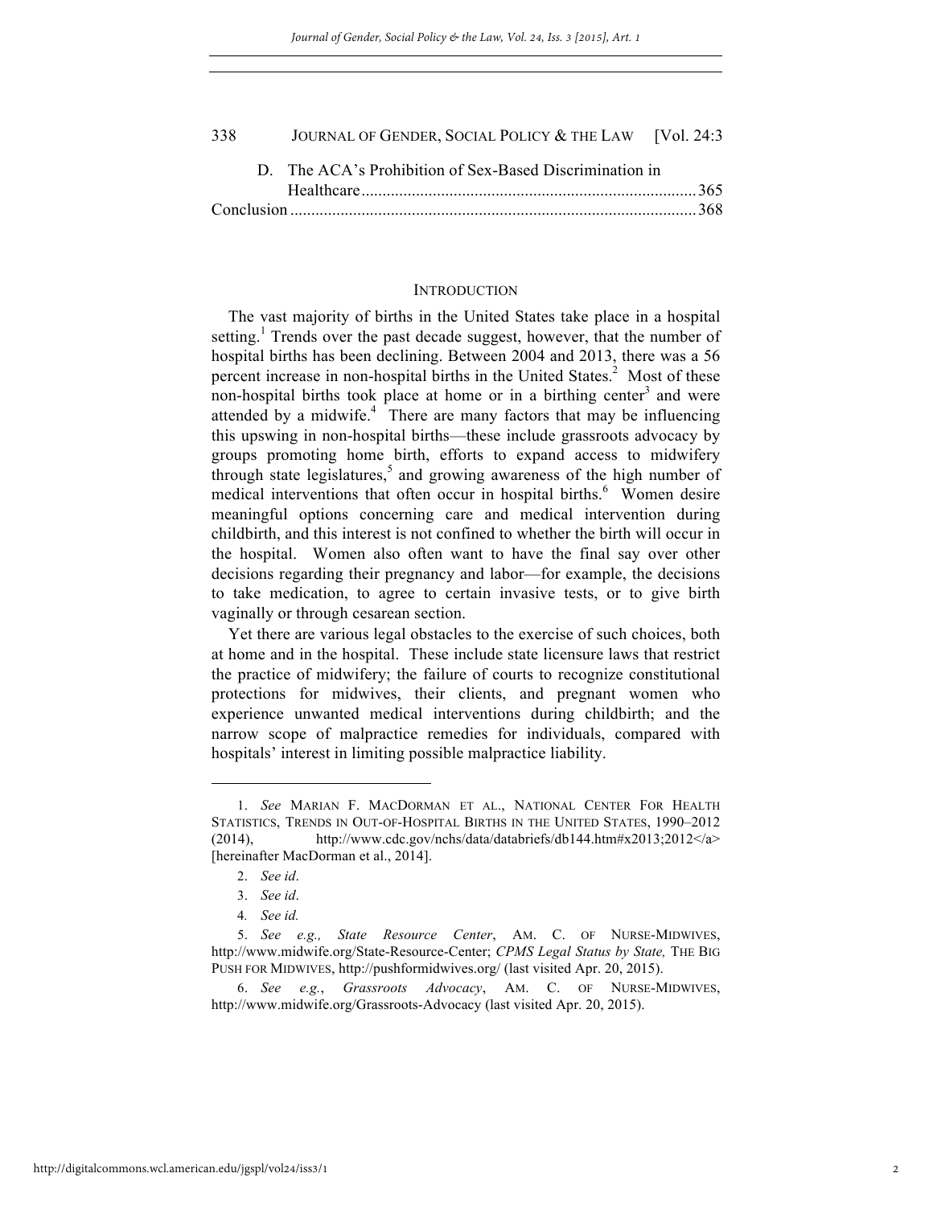D. The ACA's Prohibition of Sex-Based Discrimination in Healthcare ............................................................................... 365

Conclusion ................................................................................................ 368

## INTRODUCTION

The vast majority of births in the United States take place in a hospital setting.[1] Trends over the past decade suggest, however, that the number of hospital births has been declining. Between 2004 and 2013, there was a 56 percent increase in non-hospital births in the United States.[2] Most of these non-hospital births took place at home or in a birthing center[3] and were attended by a midwife.[4] There are many factors that may be influencing this upswing in non-hospital births—these include grassroots advocacy by groups promoting home birth, efforts to expand access to midwifery through state legislatures,[5] and growing awareness of the high number of medical interventions that often occur in hospital births.[6] Women desire meaningful options concerning care and medical intervention during childbirth, and this interest is not confined to whether the birth will occur in the hospital. Women also often want to have the final say over other decisions regarding their pregnancy and labor—for example, the decisions to take medication, to agree to certain invasive tests, or to give birth vaginally or through cesarean section.

Yet there are various legal obstacles to the exercise of such choices, both at home and in the hospital. These include state licensure laws that restrict the practice of midwifery; the failure of courts to recognize constitutional protections for midwives, their clients, and pregnant women who experience unwanted medical interventions during childbirth; and the narrow scope of malpractice remedies for individuals, compared with hospitals' interest in limiting possible malpractice liability.

---

1. *See* MARIAN F. MACDORMAN ET AL., NATIONAL CENTER FOR HEALTH STATISTICS, TRENDS IN OUT-OF-HOSPITAL BIRTHS IN THE UNITED STATES, 1990–2012 (2014), http://www.cdc.gov/nchs/data/databriefs/db144.htm#x2013;2012</a> [hereinafter MacDorman et al., 2014].

2. *See id*.

3. *See id*.

4. *See id.*

5. *See e.g., State Resource Center*, AM. C. OF NURSE-MIDWIVES, http://www.midwife.org/State-Resource-Center; *CPMS Legal Status by State,* THE BIG PUSH FOR MIDWIVES, http://pushformidwives.org/ (last visited Apr. 20, 2015).

6. *See e.g.*, *Grassroots Advocacy*, AM. C. OF NURSE-MIDWIVES, http://www.midwife.org/Grassroots-Advocacy (last visited Apr. 20, 2015).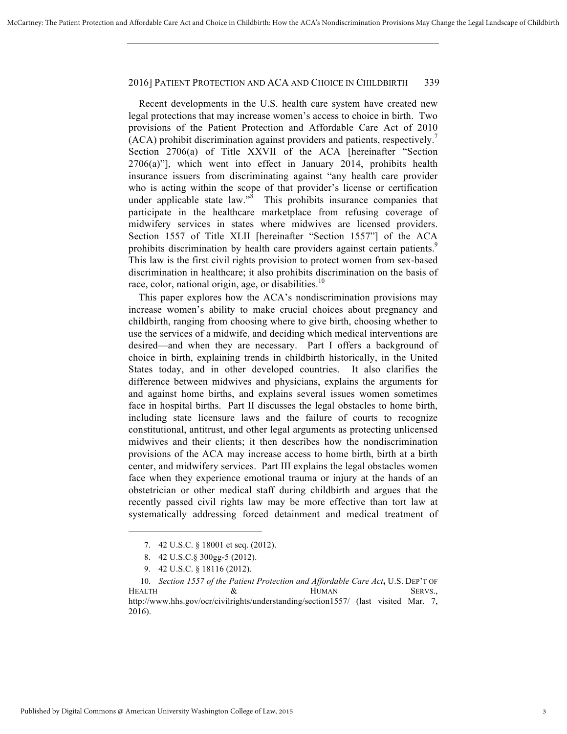Recent developments in the U.S. health care system have created new legal protections that may increase women's access to choice in birth. Two provisions of the Patient Protection and Affordable Care Act of 2010 (ACA) prohibit discrimination against providers and patients, respectively.[7] Section 2706(a) of Title XXVII of the ACA [hereinafter "Section 2706(a)"], which went into effect in January 2014, prohibits health insurance issuers from discriminating against "any health care provider who is acting within the scope of that provider's license or certification under applicable state law."[8] This prohibits insurance companies that participate in the healthcare marketplace from refusing coverage of midwifery services in states where midwives are licensed providers. Section 1557 of Title XLII [hereinafter "Section 1557"] of the ACA prohibits discrimination by health care providers against certain patients.[9] This law is the first civil rights provision to protect women from sex-based discrimination in healthcare; it also prohibits discrimination on the basis of race, color, national origin, age, or disabilities.[10]

This paper explores how the ACA's nondiscrimination provisions may increase women's ability to make crucial choices about pregnancy and childbirth, ranging from choosing where to give birth, choosing whether to use the services of a midwife, and deciding which medical interventions are desired—and when they are necessary. Part I offers a background of choice in birth, explaining trends in childbirth historically, in the United States today, and in other developed countries. It also clarifies the difference between midwives and physicians, explains the arguments for and against home births, and explains several issues women sometimes face in hospital births. Part II discusses the legal obstacles to home birth, including state licensure laws and the failure of courts to recognize constitutional, antitrust, and other legal arguments as protecting unlicensed midwives and their clients; it then describes how the nondiscrimination provisions of the ACA may increase access to home birth, birth at a birth center, and midwifery services. Part III explains the legal obstacles women face when they experience emotional trauma or injury at the hands of an obstetrician or other medical staff during childbirth and argues that the recently passed civil rights law may be more effective than tort law at systematically addressing forced detainment and medical treatment of

---

7. 42 U.S.C. § 18001 et seq. (2012).

8. 42 U.S.C.§ 300gg-5 (2012).

9. 42 U.S.C. § 18116 (2012).

10. *Section 1557 of the Patient Protection and Affordable Care Act*, U.S. DEP'T OF HEALTH & HUMAN SERVS., http://www.hhs.gov/ocr/civilrights/understanding/section1557/ (last visited Mar. 7, 2016).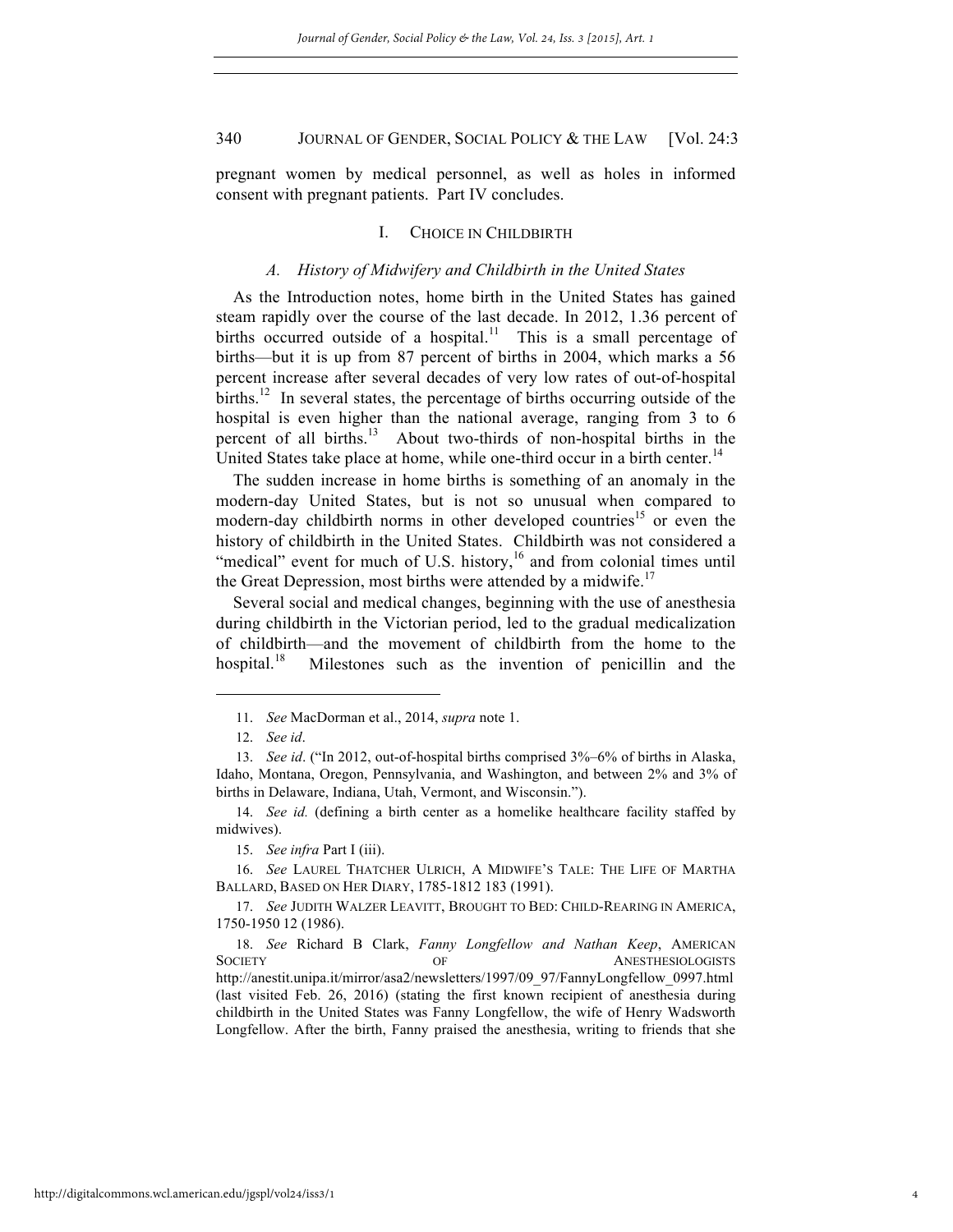pregnant women by medical personnel, as well as holes in informed consent with pregnant patients. Part IV concludes.

## I. CHOICE IN CHILDBIRTH

### *A. History of Midwifery and Childbirth in the United States*

As the Introduction notes, home birth in the United States has gained steam rapidly over the course of the last decade. In 2012, 1.36 percent of births occurred outside of a hospital.[11] This is a small percentage of births—but it is up from 87 percent of births in 2004, which marks a 56 percent increase after several decades of very low rates of out-of-hospital births.[12] In several states, the percentage of births occurring outside of the hospital is even higher than the national average, ranging from 3 to 6 percent of all births.[13] About two-thirds of non-hospital births in the United States take place at home, while one-third occur in a birth center.[14]

The sudden increase in home births is something of an anomaly in the modern-day United States, but is not so unusual when compared to modern-day childbirth norms in other developed countries[15] or even the history of childbirth in the United States. Childbirth was not considered a "medical" event for much of U.S. history,[16] and from colonial times until the Great Depression, most births were attended by a midwife.[17]

Several social and medical changes, beginning with the use of anesthesia during childbirth in the Victorian period, led to the gradual medicalization of childbirth—and the movement of childbirth from the home to the hospital.[18] Milestones such as the invention of penicillin and the

---

11. *See* MacDorman et al., 2014, *supra* note 1.

12. *See id*.

13. *See id*. ("In 2012, out-of-hospital births comprised 3%–6% of births in Alaska, Idaho, Montana, Oregon, Pennsylvania, and Washington, and between 2% and 3% of births in Delaware, Indiana, Utah, Vermont, and Wisconsin.").

14. *See id.* (defining a birth center as a homelike healthcare facility staffed by midwives).

15. *See infra* Part I (iii).

16. *See* LAUREL THATCHER ULRICH, A MIDWIFE'S TALE: THE LIFE OF MARTHA BALLARD, BASED ON HER DIARY, 1785-1812 183 (1991).

17. *See* JUDITH WALZER LEAVITT, BROUGHT TO BED: CHILD-REARING IN AMERICA, 1750-1950 12 (1986).

18. *See* Richard B Clark, *Fanny Longfellow and Nathan Keep*, AMERICAN SOCIETY OF ANESTHESIOLOGISTS http://anestit.unipa.it/mirror/asa2/newsletters/1997/09_97/FannyLongfellow_0997.html (last visited Feb. 26, 2016) (stating the first known recipient of anesthesia during childbirth in the United States was Fanny Longfellow, the wife of Henry Wadsworth Longfellow. After the birth, Fanny praised the anesthesia, writing to friends that she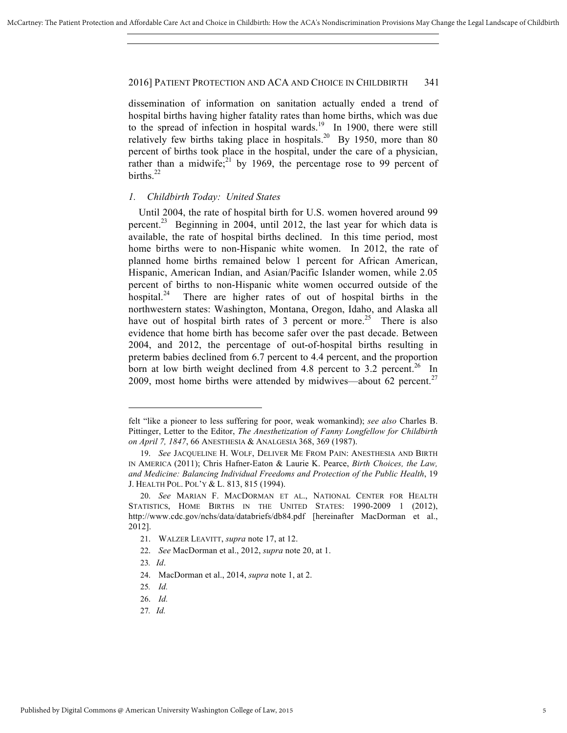dissemination of information on sanitation actually ended a trend of hospital births having higher fatality rates than home births, which was due to the spread of infection in hospital wards.[19] In 1900, there were still relatively few births taking place in hospitals.[20] By 1950, more than 80 percent of births took place in the hospital, under the care of a physician, rather than a midwife;[21] by 1969, the percentage rose to 99 percent of births.[22]

### *1. Childbirth Today: United States*

Until 2004, the rate of hospital birth for U.S. women hovered around 99 percent.[23] Beginning in 2004, until 2012, the last year for which data is available, the rate of hospital births declined. In this time period, most home births were to non-Hispanic white women. In 2012, the rate of planned home births remained below 1 percent for African American, Hispanic, American Indian, and Asian/Pacific Islander women, while 2.05 percent of births to non-Hispanic white women occurred outside of the hospital.[24] There are higher rates of out of hospital births in the northwestern states: Washington, Montana, Oregon, Idaho, and Alaska all have out of hospital birth rates of 3 percent or more.[25] There is also evidence that home birth has become safer over the past decade. Between 2004, and 2012, the percentage of out-of-hospital births resulting in preterm babies declined from 6.7 percent to 4.4 percent, and the proportion born at low birth weight declined from 4.8 percent to 3.2 percent.[26] In 2009, most home births were attended by midwives—about 62 percent.[27]

---

felt "like a pioneer to less suffering for poor, weak womankind); *see also* Charles B. Pittinger, Letter to the Editor, *The Anesthetization of Fanny Longfellow for Childbirth on April 7, 1847*, 66 ANESTHESIA & ANALGESIA 368, 369 (1987).

19. *See* JACQUELINE H. WOLF, DELIVER ME FROM PAIN: ANESTHESIA AND BIRTH IN AMERICA (2011); Chris Hafner-Eaton & Laurie K. Pearce, *Birth Choices, the Law, and Medicine: Balancing Individual Freedoms and Protection of the Public Health*, 19 J. HEALTH POL. POL'Y & L. 813, 815 (1994).

20. *See* MARIAN F. MACDORMAN ET AL., NATIONAL CENTER FOR HEALTH STATISTICS, HOME BIRTHS IN THE UNITED STATES: 1990-2009 1 (2012), http://www.cdc.gov/nchs/data/databriefs/db84.pdf [hereinafter MacDorman et al., 2012].

21. WALZER LEAVITT, *supra* note 17, at 12.

22. *See* MacDorman et al., 2012, *supra* note 20, at 1.

23. *Id*.

24. MacDorman et al., 2014, *supra* note 1, at 2.

25. *Id.*

26. *Id.*

27. *Id.*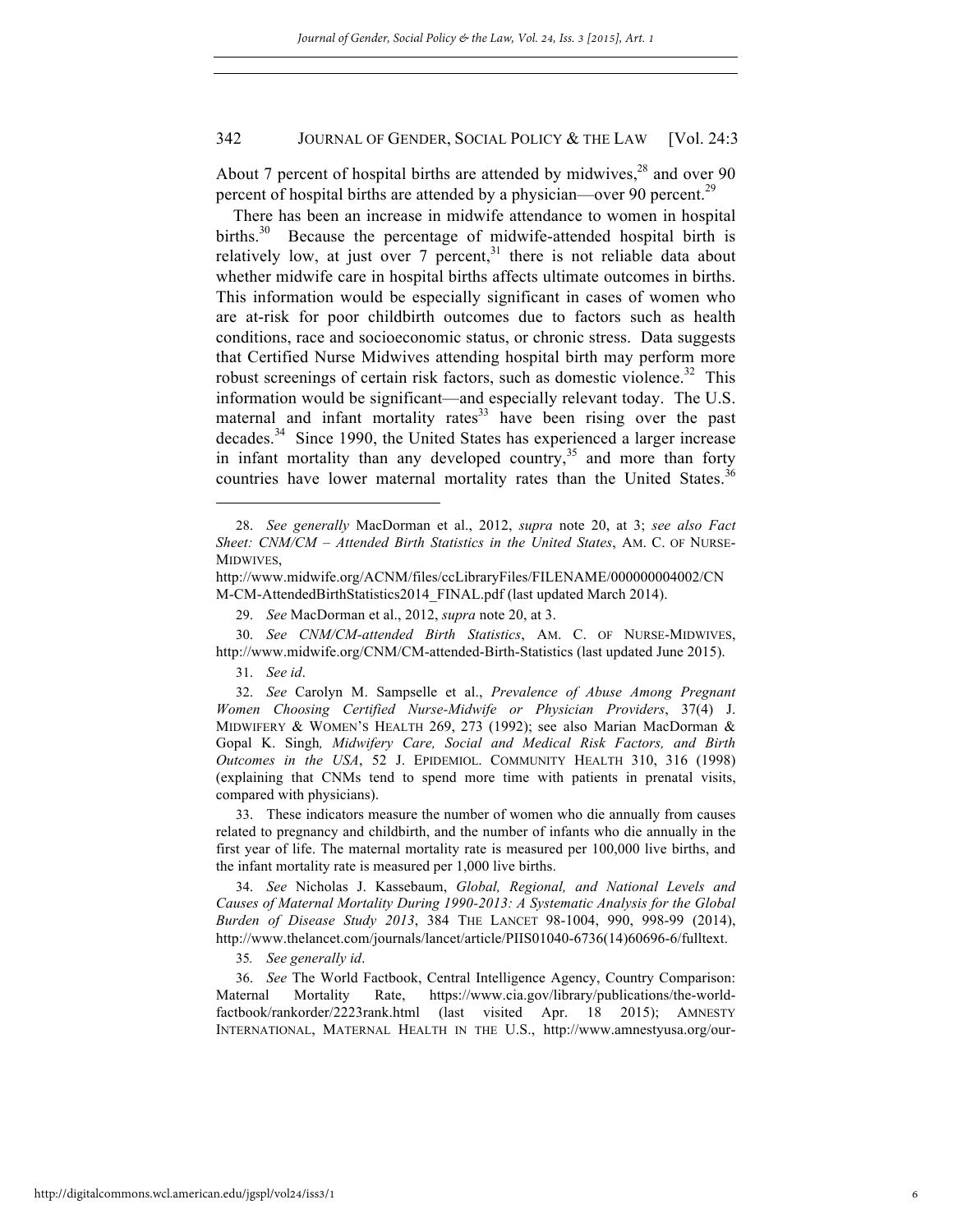About 7 percent of hospital births are attended by midwives,[28] and over 90 percent of hospital births are attended by a physician—over 90 percent.[29]

There has been an increase in midwife attendance to women in hospital births.[30] Because the percentage of midwife-attended hospital birth is relatively low, at just over 7 percent,[31] there is not reliable data about whether midwife care in hospital births affects ultimate outcomes in births. This information would be especially significant in cases of women who are at-risk for poor childbirth outcomes due to factors such as health conditions, race and socioeconomic status, or chronic stress. Data suggests that Certified Nurse Midwives attending hospital birth may perform more robust screenings of certain risk factors, such as domestic violence.[32] This information would be significant—and especially relevant today. The U.S. maternal and infant mortality rates[33] have been rising over the past decades.[34] Since 1990, the United States has experienced a larger increase in infant mortality than any developed country,[35] and more than forty countries have lower maternal mortality rates than the United States.[36]

---

28. *See generally* MacDorman et al., 2012, *supra* note 20, at 3; *see also Fact Sheet: CNM/CM – Attended Birth Statistics in the United States*, AM. C. OF NURSE-MIDWIVES, http://www.midwife.org/ACNM/files/ccLibraryFiles/FILENAME/000000004002/CNM-CM-AttendedBirthStatistics2014_FINAL.pdf (last updated March 2014).

29. *See* MacDorman et al., 2012, *supra* note 20, at 3.

30. *See CNM/CM-attended Birth Statistics*, AM. C. OF NURSE-MIDWIVES, http://www.midwife.org/CNM/CM-attended-Birth-Statistics (last updated June 2015).

31. *See id*.

32. *See* Carolyn M. Sampselle et al., *Prevalence of Abuse Among Pregnant Women Choosing Certified Nurse-Midwife or Physician Providers*, 37(4) J. MIDWIFERY & WOMEN'S HEALTH 269, 273 (1992); see also Marian MacDorman & Gopal K. Singh*, Midwifery Care, Social and Medical Risk Factors, and Birth Outcomes in the USA*, 52 J. EPIDEMIOL. COMMUNITY HEALTH 310, 316 (1998) (explaining that CNMs tend to spend more time with patients in prenatal visits, compared with physicians).

33. These indicators measure the number of women who die annually from causes related to pregnancy and childbirth, and the number of infants who die annually in the first year of life. The maternal mortality rate is measured per 100,000 live births, and the infant mortality rate is measured per 1,000 live births.

34. *See* Nicholas J. Kassebaum, *Global, Regional, and National Levels and Causes of Maternal Mortality During 1990-2013: A Systematic Analysis for the Global Burden of Disease Study 2013*, 384 THE LANCET 98-1004, 990, 998-99 (2014), http://www.thelancet.com/journals/lancet/article/PIIS01040-6736(14)60696-6/fulltext.

35*. See generally id*.

36. *See* The World Factbook, Central Intelligence Agency, Country Comparison: Maternal Mortality Rate, https://www.cia.gov/library/publications/the-world-factbook/rankorder/2223rank.html (last visited Apr. 18 2015); AMNESTY INTERNATIONAL, MATERNAL HEALTH IN THE U.S., http://www.amnestyusa.org/our-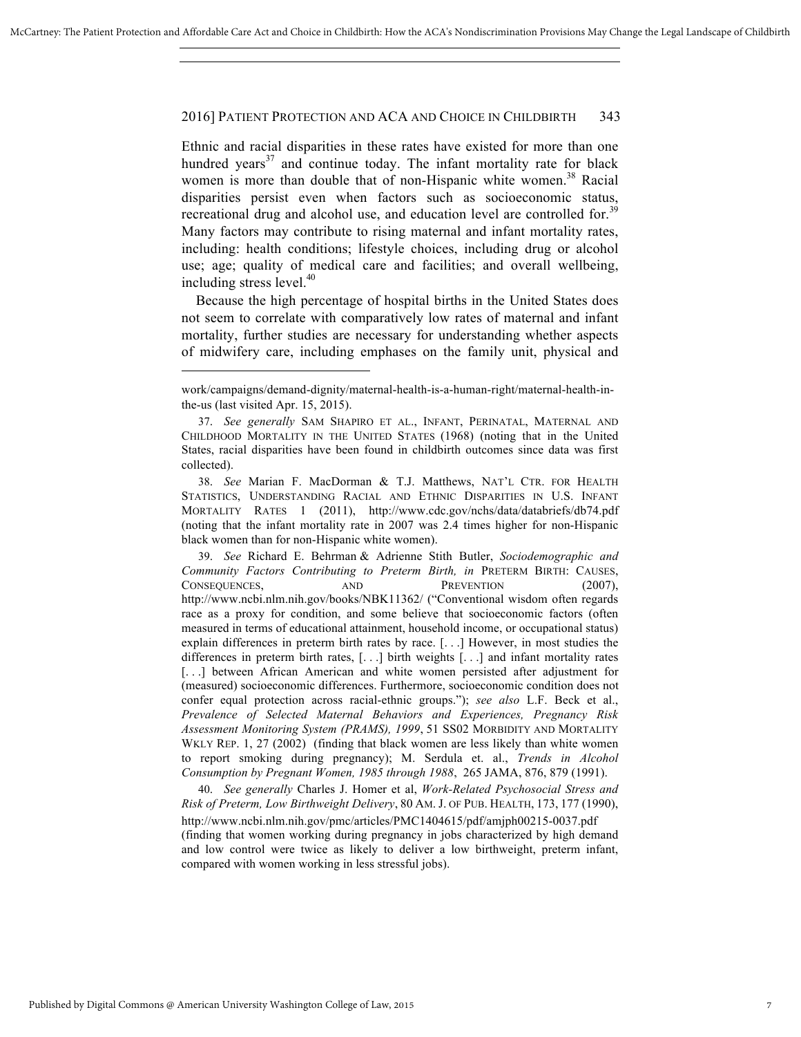Ethnic and racial disparities in these rates have existed for more than one hundred years[37] and continue today. The infant mortality rate for black women is more than double that of non-Hispanic white women.[38] Racial disparities persist even when factors such as socioeconomic status, recreational drug and alcohol use, and education level are controlled for.[39] Many factors may contribute to rising maternal and infant mortality rates, including: health conditions; lifestyle choices, including drug or alcohol use; age; quality of medical care and facilities; and overall wellbeing, including stress level.[40]

Because the high percentage of hospital births in the United States does not seem to correlate with comparatively low rates of maternal and infant mortality, further studies are necessary for understanding whether aspects of midwifery care, including emphases on the family unit, physical and

---

work/campaigns/demand-dignity/maternal-health-is-a-human-right/maternal-health-in-the-us (last visited Apr. 15, 2015).

37. *See generally* SAM SHAPIRO ET AL., INFANT, PERINATAL, MATERNAL AND CHILDHOOD MORTALITY IN THE UNITED STATES (1968) (noting that in the United States, racial disparities have been found in childbirth outcomes since data was first collected).

38. *See* Marian F. MacDorman & T.J. Matthews, NAT'L CTR. FOR HEALTH STATISTICS, UNDERSTANDING RACIAL AND ETHNIC DISPARITIES IN U.S. INFANT MORTALITY RATES 1 (2011), http://www.cdc.gov/nchs/data/databriefs/db74.pdf (noting that the infant mortality rate in 2007 was 2.4 times higher for non-Hispanic black women than for non-Hispanic white women).

39. *See* Richard E. Behrman & Adrienne Stith Butler, *Sociodemographic and Community Factors Contributing to Preterm Birth, in* PRETERM BIRTH: CAUSES, CONSEQUENCES, AND PREVENTION (2007), http://www.ncbi.nlm.nih.gov/books/NBK11362/ ("Conventional wisdom often regards race as a proxy for condition, and some believe that socioeconomic factors (often measured in terms of educational attainment, household income, or occupational status) explain differences in preterm birth rates by race. [. . .] However, in most studies the differences in preterm birth rates, [. . .] birth weights [. . .] and infant mortality rates [. . .] between African American and white women persisted after adjustment for (measured) socioeconomic differences. Furthermore, socioeconomic condition does not confer equal protection across racial-ethnic groups."); *see also* L.F. Beck et al., *Prevalence of Selected Maternal Behaviors and Experiences, Pregnancy Risk Assessment Monitoring System (PRAMS), 1999*, 51 SS02 MORBIDITY AND MORTALITY WKLY REP. 1, 27 (2002) (finding that black women are less likely than white women to report smoking during pregnancy); M. Serdula et. al., *Trends in Alcohol Consumption by Pregnant Women, 1985 through 1988*, 265 JAMA, 876, 879 (1991).

40. *See generally* Charles J. Homer et al, *Work-Related Psychosocial Stress and Risk of Preterm, Low Birthweight Delivery*, 80 AM. J. OF PUB. HEALTH, 173, 177 (1990), http://www.ncbi.nlm.nih.gov/pmc/articles/PMC1404615/pdf/amjph00215-0037.pdf (finding that women working during pregnancy in jobs characterized by high demand and low control were twice as likely to deliver a low birthweight, preterm infant, compared with women working in less stressful jobs).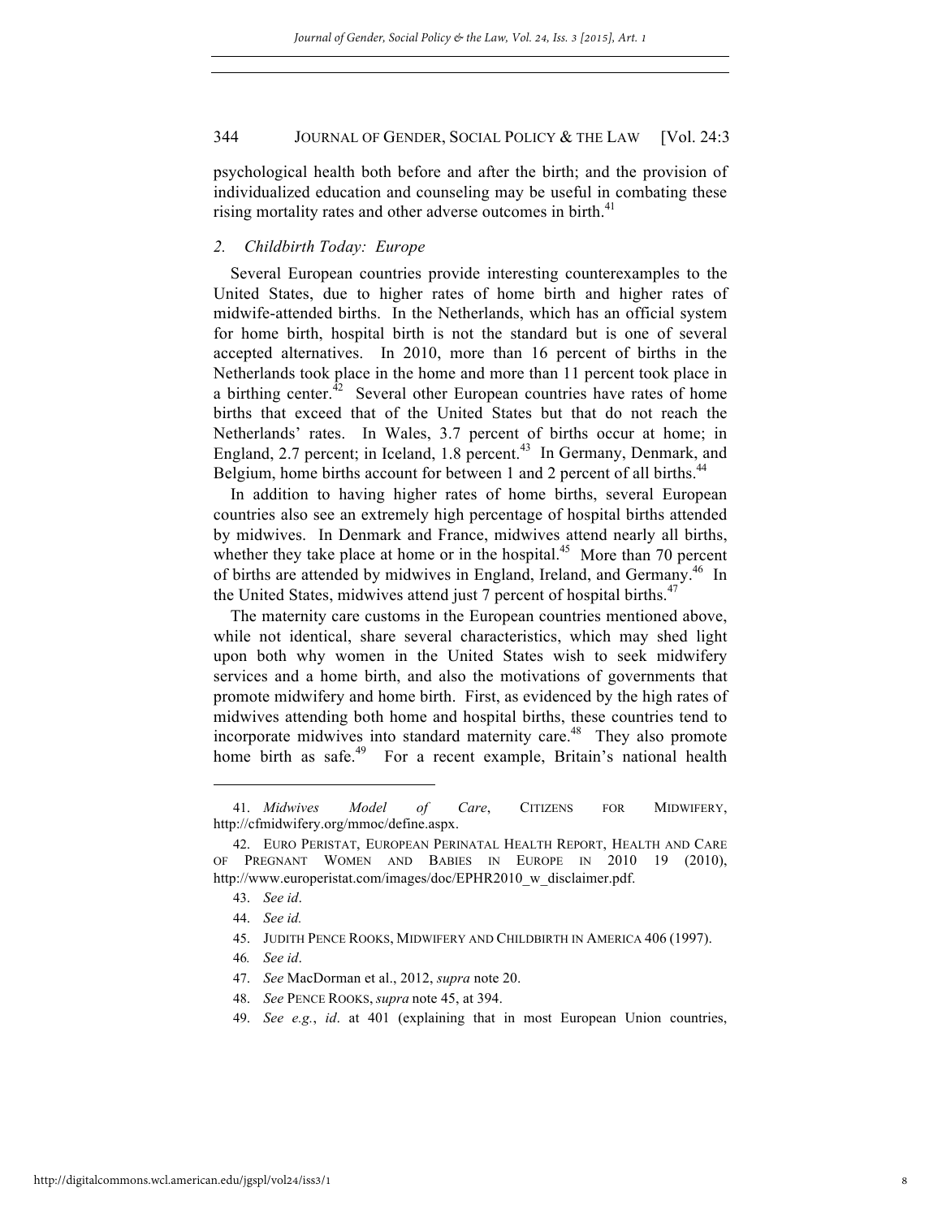psychological health both before and after the birth; and the provision of individualized education and counseling may be useful in combating these rising mortality rates and other adverse outcomes in birth.[41]

### *2. Childbirth Today: Europe*

Several European countries provide interesting counterexamples to the United States, due to higher rates of home birth and higher rates of midwife-attended births. In the Netherlands, which has an official system for home birth, hospital birth is not the standard but is one of several accepted alternatives. In 2010, more than 16 percent of births in the Netherlands took place in the home and more than 11 percent took place in a birthing center.[42] Several other European countries have rates of home births that exceed that of the United States but that do not reach the Netherlands' rates. In Wales, 3.7 percent of births occur at home; in England, 2.7 percent; in Iceland, 1.8 percent.[43] In Germany, Denmark, and Belgium, home births account for between 1 and 2 percent of all births.[44]

In addition to having higher rates of home births, several European countries also see an extremely high percentage of hospital births attended by midwives. In Denmark and France, midwives attend nearly all births, whether they take place at home or in the hospital.[45] More than 70 percent of births are attended by midwives in England, Ireland, and Germany.[46] In the United States, midwives attend just 7 percent of hospital births.[47]

The maternity care customs in the European countries mentioned above, while not identical, share several characteristics, which may shed light upon both why women in the United States wish to seek midwifery services and a home birth, and also the motivations of governments that promote midwifery and home birth. First, as evidenced by the high rates of midwives attending both home and hospital births, these countries tend to incorporate midwives into standard maternity care.[48] They also promote home birth as safe.[49] For a recent example, Britain's national health

---

41. *Midwives Model of Care*, CITIZENS FOR MIDWIFERY, http://cfmidwifery.org/mmoc/define.aspx.

42. EURO PERISTAT, EUROPEAN PERINATAL HEALTH REPORT, HEALTH AND CARE OF PREGNANT WOMEN AND BABIES IN EUROPE IN 2010 19 (2010), http://www.europeristat.com/images/doc/EPHR2010_w_disclaimer.pdf.

43. *See id*.

44. *See id.*

45. JUDITH PENCE ROOKS, MIDWIFERY AND CHILDBIRTH IN AMERICA 406 (1997).

46. *See id*.

47. *See* MacDorman et al., 2012, *supra* note 20.

48. *See* PENCE ROOKS, *supra* note 45, at 394.

49. *See e.g.*, *id*. at 401 (explaining that in most European Union countries,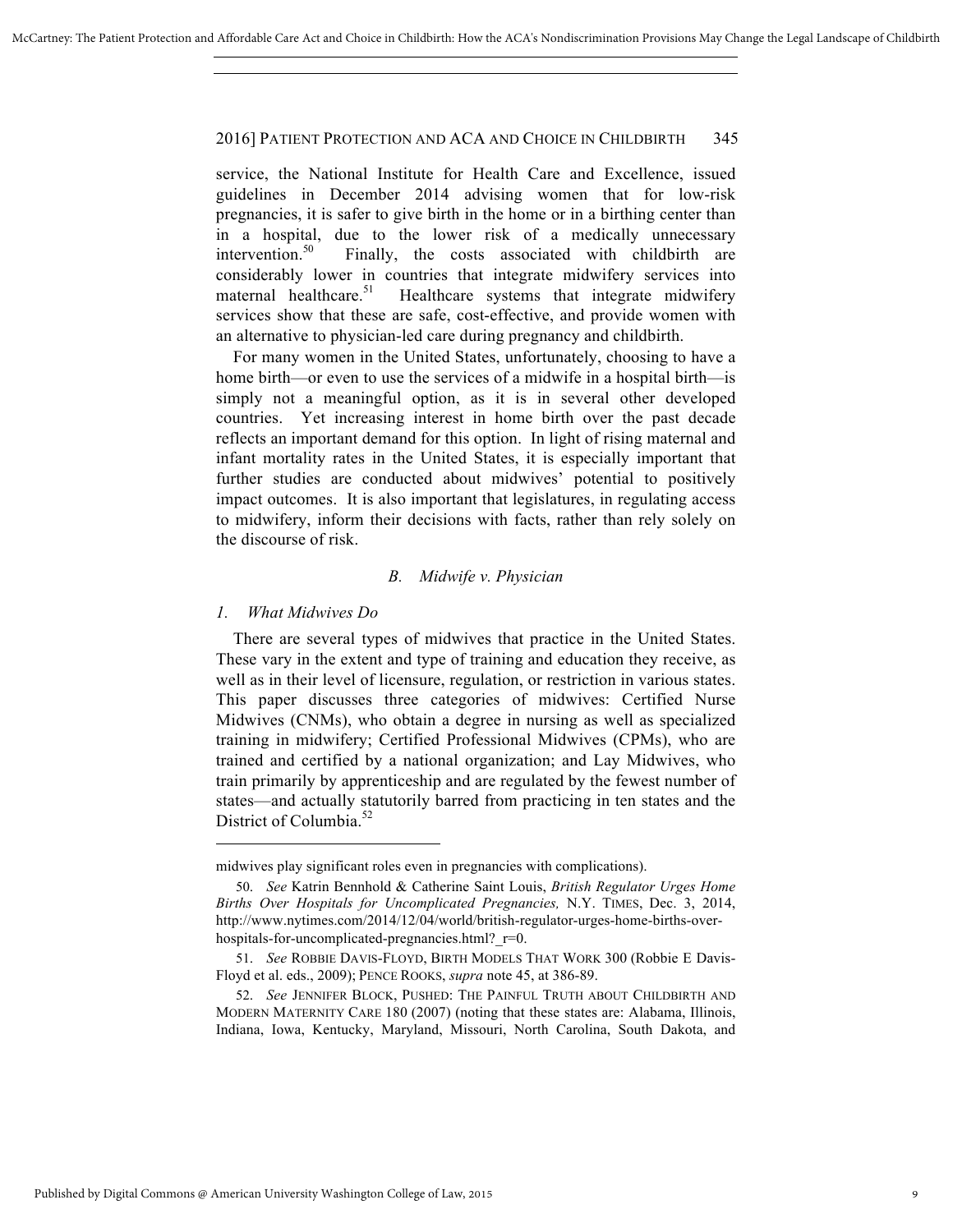service, the National Institute for Health Care and Excellence, issued guidelines in December 2014 advising women that for low-risk pregnancies, it is safer to give birth in the home or in a birthing center than in a hospital, due to the lower risk of a medically unnecessary intervention.[50] Finally, the costs associated with childbirth are considerably lower in countries that integrate midwifery services into maternal healthcare.[51] Healthcare systems that integrate midwifery services show that these are safe, cost-effective, and provide women with an alternative to physician-led care during pregnancy and childbirth.

For many women in the United States, unfortunately, choosing to have a home birth—or even to use the services of a midwife in a hospital birth—is simply not a meaningful option, as it is in several other developed countries. Yet increasing interest in home birth over the past decade reflects an important demand for this option. In light of rising maternal and infant mortality rates in the United States, it is especially important that further studies are conducted about midwives' potential to positively impact outcomes. It is also important that legislatures, in regulating access to midwifery, inform their decisions with facts, rather than rely solely on the discourse of risk.

### *B. Midwife v. Physician*

#### *1. What Midwives Do*

There are several types of midwives that practice in the United States. These vary in the extent and type of training and education they receive, as well as in their level of licensure, regulation, or restriction in various states. This paper discusses three categories of midwives: Certified Nurse Midwives (CNMs), who obtain a degree in nursing as well as specialized training in midwifery; Certified Professional Midwives (CPMs), who are trained and certified by a national organization; and Lay Midwives, who train primarily by apprenticeship and are regulated by the fewest number of states—and actually statutorily barred from practicing in ten states and the District of Columbia.[52]

---

midwives play significant roles even in pregnancies with complications).

50. *See* Katrin Bennhold & Catherine Saint Louis, *British Regulator Urges Home Births Over Hospitals for Uncomplicated Pregnancies,* N.Y. TIMES, Dec. 3, 2014, http://www.nytimes.com/2014/12/04/world/british-regulator-urges-home-births-over-hospitals-for-uncomplicated-pregnancies.html?_r=0.

51. *See* ROBBIE DAVIS-FLOYD, BIRTH MODELS THAT WORK 300 (Robbie E Davis-Floyd et al. eds., 2009); PENCE ROOKS, *supra* note 45, at 386-89.

52. *See* JENNIFER BLOCK, PUSHED: THE PAINFUL TRUTH ABOUT CHILDBIRTH AND MODERN MATERNITY CARE 180 (2007) (noting that these states are: Alabama, Illinois, Indiana, Iowa, Kentucky, Maryland, Missouri, North Carolina, South Dakota, and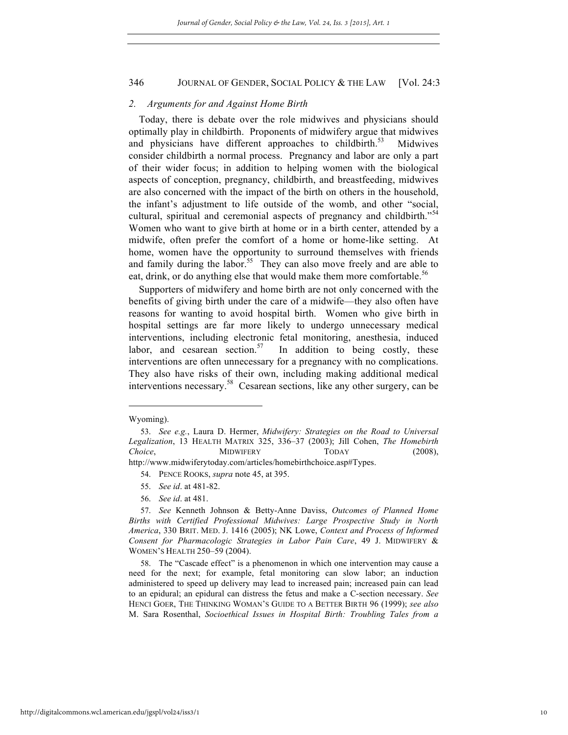### 2. *Arguments for and Against Home Birth*

Today, there is debate over the role midwives and physicians should optimally play in childbirth. Proponents of midwifery argue that midwives and physicians have different approaches to childbirth.[53] Midwives consider childbirth a normal process. Pregnancy and labor are only a part of their wider focus; in addition to helping women with the biological aspects of conception, pregnancy, childbirth, and breastfeeding, midwives are also concerned with the impact of the birth on others in the household, the infant's adjustment to life outside of the womb, and other "social, cultural, spiritual and ceremonial aspects of pregnancy and childbirth."[54] Women who want to give birth at home or in a birth center, attended by a midwife, often prefer the comfort of a home or home-like setting. At home, women have the opportunity to surround themselves with friends and family during the labor.[55] They can also move freely and are able to eat, drink, or do anything else that would make them more comfortable.[56]

Supporters of midwifery and home birth are not only concerned with the benefits of giving birth under the care of a midwife—they also often have reasons for wanting to avoid hospital birth. Women who give birth in hospital settings are far more likely to undergo unnecessary medical interventions, including electronic fetal monitoring, anesthesia, induced labor, and cesarean section.[57] In addition to being costly, these interventions are often unnecessary for a pregnancy with no complications. They also have risks of their own, including making additional medical interventions necessary.[58] Cesarean sections, like any other surgery, can be

---

Wyoming).

53. *See e.g.*, Laura D. Hermer, *Midwifery: Strategies on the Road to Universal Legalization*, 13 HEALTH MATRIX 325, 336–37 (2003); Jill Cohen, *The Homebirth Choice*, MIDWIFERY TODAY (2008), http://www.midwiferytoday.com/articles/homebirthchoice.asp#Types.

54. PENCE ROOKS, *supra* note 45, at 395.

55. *See id*. at 481-82.

56. *See id*. at 481.

57. *See* Kenneth Johnson & Betty-Anne Daviss, *Outcomes of Planned Home Births with Certified Professional Midwives: Large Prospective Study in North America*, 330 BRIT. MED. J. 1416 (2005); NK Lowe, *Context and Process of Informed Consent for Pharmacologic Strategies in Labor Pain Care*, 49 J. MIDWIFERY & WOMEN'S HEALTH 250–59 (2004).

58. The "Cascade effect" is a phenomenon in which one intervention may cause a need for the next; for example, fetal monitoring can slow labor; an induction administered to speed up delivery may lead to increased pain; increased pain can lead to an epidural; an epidural can distress the fetus and make a C-section necessary. *See* HENCI GOER, THE THINKING WOMAN'S GUIDE TO A BETTER BIRTH 96 (1999); *see also* M. Sara Rosenthal, *Socioethical Issues in Hospital Birth: Troubling Tales from a*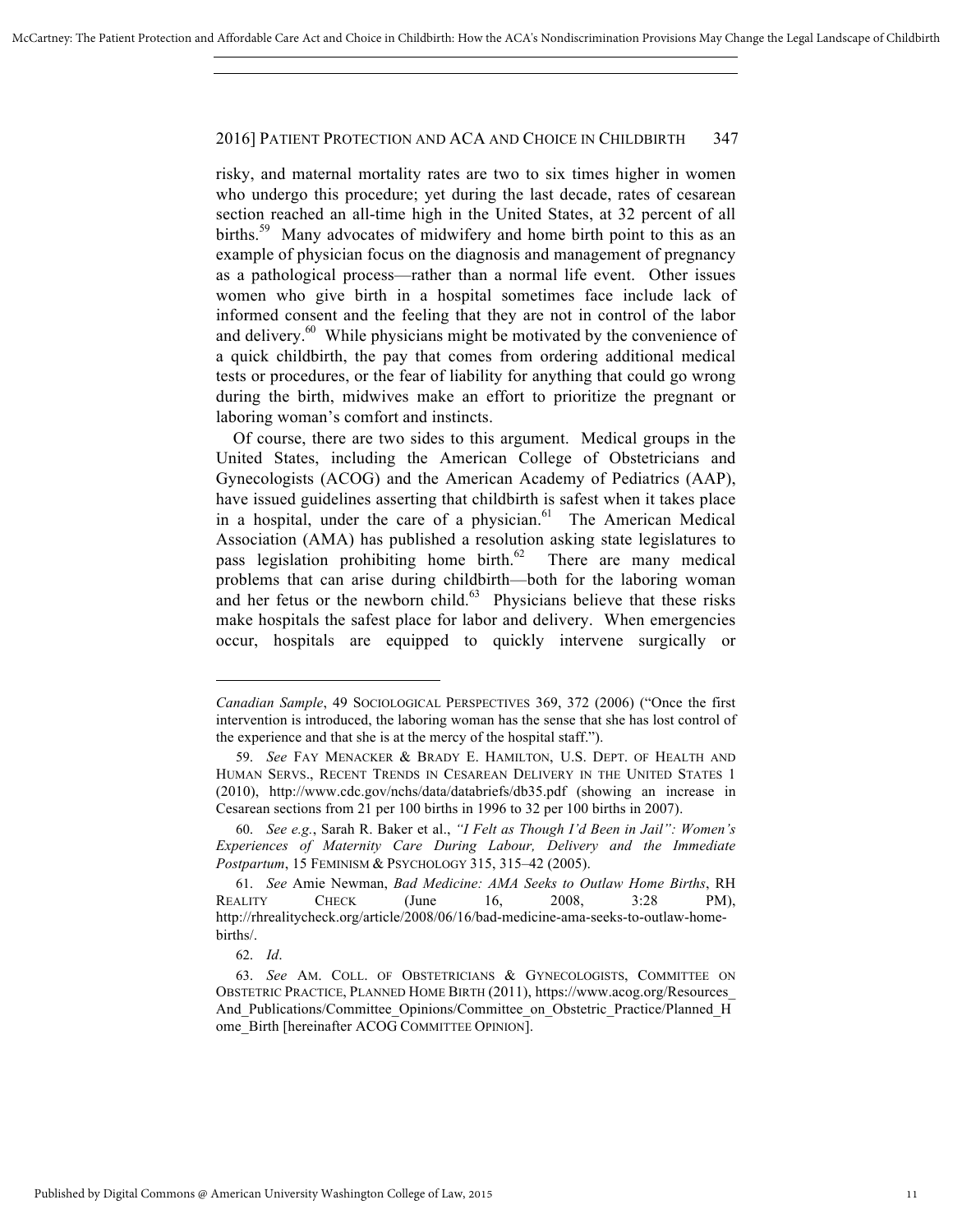risky, and maternal mortality rates are two to six times higher in women who undergo this procedure; yet during the last decade, rates of cesarean section reached an all-time high in the United States, at 32 percent of all births.[59] Many advocates of midwifery and home birth point to this as an example of physician focus on the diagnosis and management of pregnancy as a pathological process—rather than a normal life event. Other issues women who give birth in a hospital sometimes face include lack of informed consent and the feeling that they are not in control of the labor and delivery.[60] While physicians might be motivated by the convenience of a quick childbirth, the pay that comes from ordering additional medical tests or procedures, or the fear of liability for anything that could go wrong during the birth, midwives make an effort to prioritize the pregnant or laboring woman's comfort and instincts.

Of course, there are two sides to this argument. Medical groups in the United States, including the American College of Obstetricians and Gynecologists (ACOG) and the American Academy of Pediatrics (AAP), have issued guidelines asserting that childbirth is safest when it takes place in a hospital, under the care of a physician.[61] The American Medical Association (AMA) has published a resolution asking state legislatures to pass legislation prohibiting home birth.[62] There are many medical problems that can arise during childbirth—both for the laboring woman and her fetus or the newborn child.[63] Physicians believe that these risks make hospitals the safest place for labor and delivery. When emergencies occur, hospitals are equipped to quickly intervene surgically or

---

*Canadian Sample*, 49 SOCIOLOGICAL PERSPECTIVES 369, 372 (2006) ("Once the first intervention is introduced, the laboring woman has the sense that she has lost control of the experience and that she is at the mercy of the hospital staff.").

59. *See* FAY MENACKER & BRADY E. HAMILTON, U.S. DEPT. OF HEALTH AND HUMAN SERVS., RECENT TRENDS IN CESAREAN DELIVERY IN THE UNITED STATES 1 (2010), http://www.cdc.gov/nchs/data/databriefs/db35.pdf (showing an increase in Cesarean sections from 21 per 100 births in 1996 to 32 per 100 births in 2007).

60. *See e.g.*, Sarah R. Baker et al., *"I Felt as Though I'd Been in Jail": Women's Experiences of Maternity Care During Labour, Delivery and the Immediate Postpartum*, 15 FEMINISM & PSYCHOLOGY 315, 315–42 (2005).

61. *See* Amie Newman, *Bad Medicine: AMA Seeks to Outlaw Home Births*, RH REALITY CHECK (June 16, 2008, 3:28 PM), http://rhrealitycheck.org/article/2008/06/16/bad-medicine-ama-seeks-to-outlaw-home-births/.

62. *Id*.

63. *See* AM. COLL. OF OBSTETRICIANS & GYNECOLOGISTS, COMMITTEE ON OBSTETRIC PRACTICE, PLANNED HOME BIRTH (2011), https://www.acog.org/Resources_And_Publications/Committee_Opinions/Committee_on_Obstetric_Practice/Planned_Home_Birth [hereinafter ACOG COMMITTEE OPINION].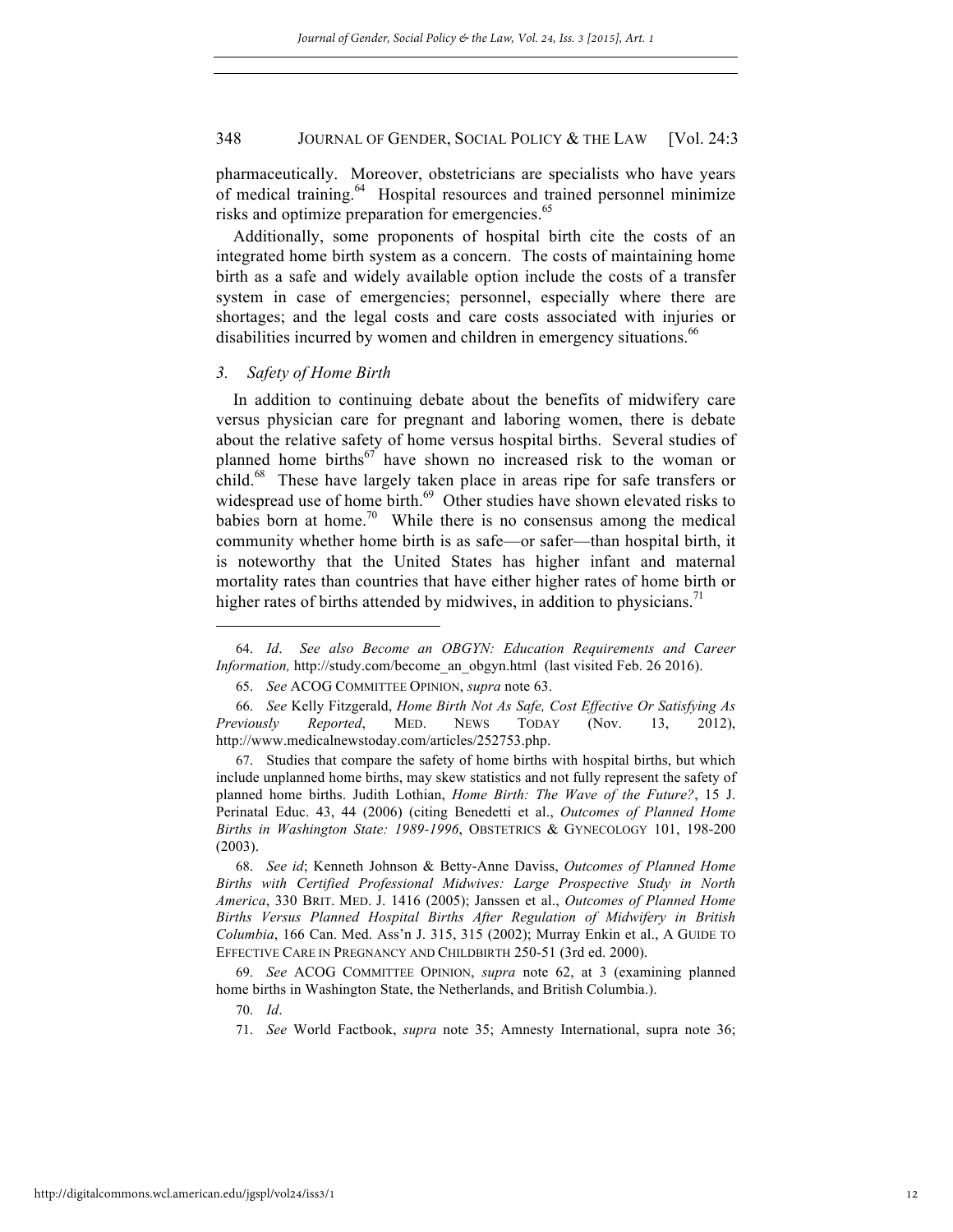pharmaceutically. Moreover, obstetricians are specialists who have years of medical training.[64] Hospital resources and trained personnel minimize risks and optimize preparation for emergencies.[65]

Additionally, some proponents of hospital birth cite the costs of an integrated home birth system as a concern. The costs of maintaining home birth as a safe and widely available option include the costs of a transfer system in case of emergencies; personnel, especially where there are shortages; and the legal costs and care costs associated with injuries or disabilities incurred by women and children in emergency situations.[66]

### *3. Safety of Home Birth*

In addition to continuing debate about the benefits of midwifery care versus physician care for pregnant and laboring women, there is debate about the relative safety of home versus hospital births. Several studies of planned home births[67] have shown no increased risk to the woman or child.[68] These have largely taken place in areas ripe for safe transfers or widespread use of home birth.[69] Other studies have shown elevated risks to babies born at home.[70] While there is no consensus among the medical community whether home birth is as safe—or safer—than hospital birth, it is noteworthy that the United States has higher infant and maternal mortality rates than countries that have either higher rates of home birth or higher rates of births attended by midwives, in addition to physicians.[71]

---

64. *Id*. *See also Become an OBGYN: Education Requirements and Career Information,* http://study.com/become_an_obgyn.html (last visited Feb. 26 2016).

65. *See* ACOG COMMITTEE OPINION, *supra* note 63.

66. *See* Kelly Fitzgerald, *Home Birth Not As Safe, Cost Effective Or Satisfying As Previously Reported*, MED. NEWS TODAY (Nov. 13, 2012), http://www.medicalnewstoday.com/articles/252753.php.

67. Studies that compare the safety of home births with hospital births, but which include unplanned home births, may skew statistics and not fully represent the safety of planned home births. Judith Lothian, *Home Birth: The Wave of the Future?*, 15 J. Perinatal Educ. 43, 44 (2006) (citing Benedetti et al., *Outcomes of Planned Home Births in Washington State: 1989-1996*, OBSTETRICS & GYNECOLOGY 101, 198-200 (2003).

68. *See id*; Kenneth Johnson & Betty-Anne Daviss, *Outcomes of Planned Home Births with Certified Professional Midwives: Large Prospective Study in North America*, 330 BRIT. MED. J. 1416 (2005); Janssen et al., *Outcomes of Planned Home Births Versus Planned Hospital Births After Regulation of Midwifery in British Columbia*, 166 Can. Med. Ass'n J. 315, 315 (2002); Murray Enkin et al., A GUIDE TO EFFECTIVE CARE IN PREGNANCY AND CHILDBIRTH 250-51 (3rd ed. 2000).

69. *See* ACOG COMMITTEE OPINION, *supra* note 62, at 3 (examining planned home births in Washington State, the Netherlands, and British Columbia.).

70. *Id*.

71. *See* World Factbook, *supra* note 35; Amnesty International, supra note 36;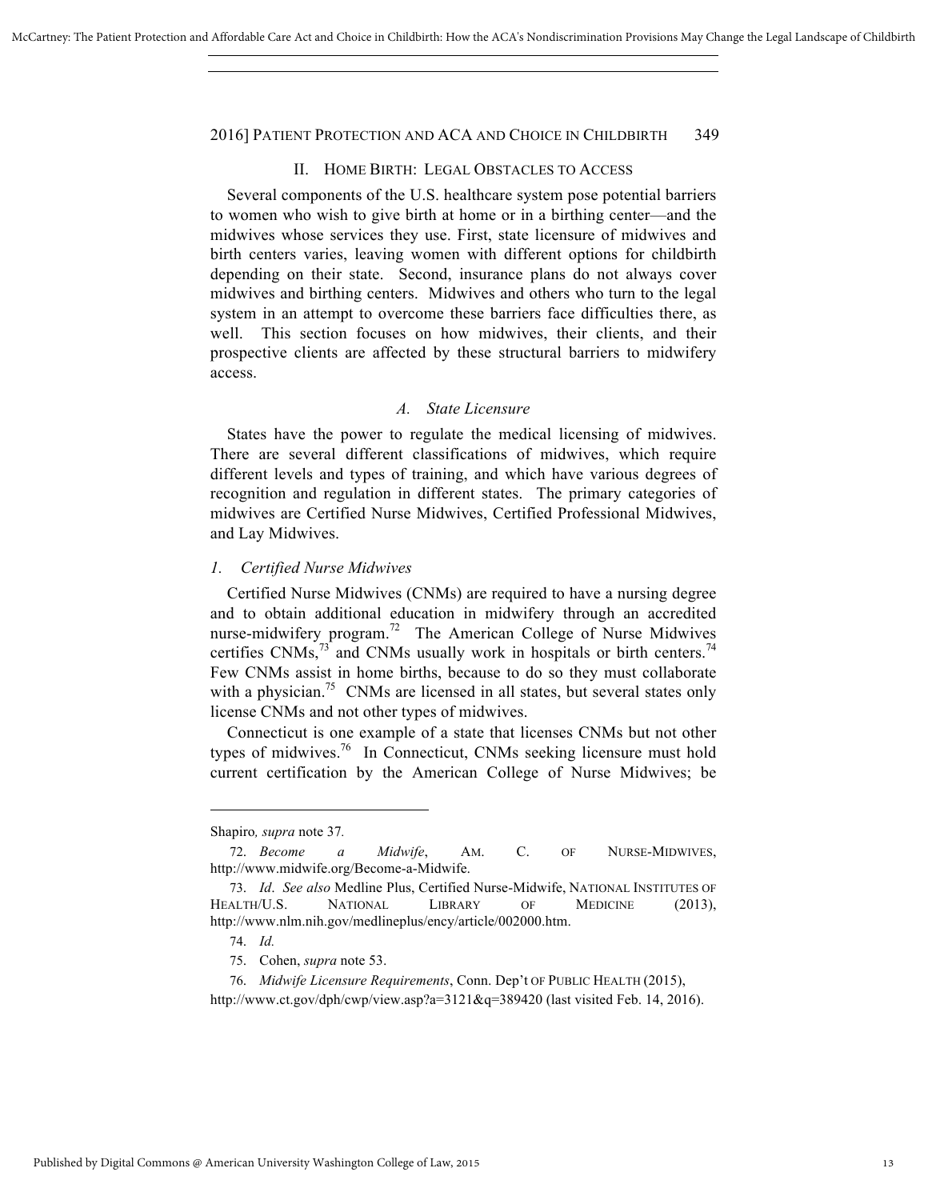## II. HOME BIRTH: LEGAL OBSTACLES TO ACCESS

Several components of the U.S. healthcare system pose potential barriers to women who wish to give birth at home or in a birthing center—and the midwives whose services they use. First, state licensure of midwives and birth centers varies, leaving women with different options for childbirth depending on their state. Second, insurance plans do not always cover midwives and birthing centers. Midwives and others who turn to the legal system in an attempt to overcome these barriers face difficulties there, as well. This section focuses on how midwives, their clients, and their prospective clients are affected by these structural barriers to midwifery access.

### *A. State Licensure*

States have the power to regulate the medical licensing of midwives. There are several different classifications of midwives, which require different levels and types of training, and which have various degrees of recognition and regulation in different states. The primary categories of midwives are Certified Nurse Midwives, Certified Professional Midwives, and Lay Midwives.

#### *1. Certified Nurse Midwives*

Certified Nurse Midwives (CNMs) are required to have a nursing degree and to obtain additional education in midwifery through an accredited nurse-midwifery program.[72] The American College of Nurse Midwives certifies CNMs,[73] and CNMs usually work in hospitals or birth centers.[74] Few CNMs assist in home births, because to do so they must collaborate with a physician.[75] CNMs are licensed in all states, but several states only license CNMs and not other types of midwives.

Connecticut is one example of a state that licenses CNMs but not other types of midwives.[76] In Connecticut, CNMs seeking licensure must hold current certification by the American College of Nurse Midwives; be

---

Shapiro*, supra* note 37*.*

72. *Become a Midwife*, AM. C. OF NURSE-MIDWIVES, http://www.midwife.org/Become-a-Midwife.

73. *Id*. *See also* Medline Plus, Certified Nurse-Midwife, NATIONAL INSTITUTES OF HEALTH/U.S. NATIONAL LIBRARY OF MEDICINE (2013), http://www.nlm.nih.gov/medlineplus/ency/article/002000.htm.

74. *Id.*

75. Cohen, *supra* note 53.

76. *Midwife Licensure Requirements*, Conn. Dep't OF PUBLIC HEALTH (2015), http://www.ct.gov/dph/cwp/view.asp?a=3121&q=389420 (last visited Feb. 14, 2016).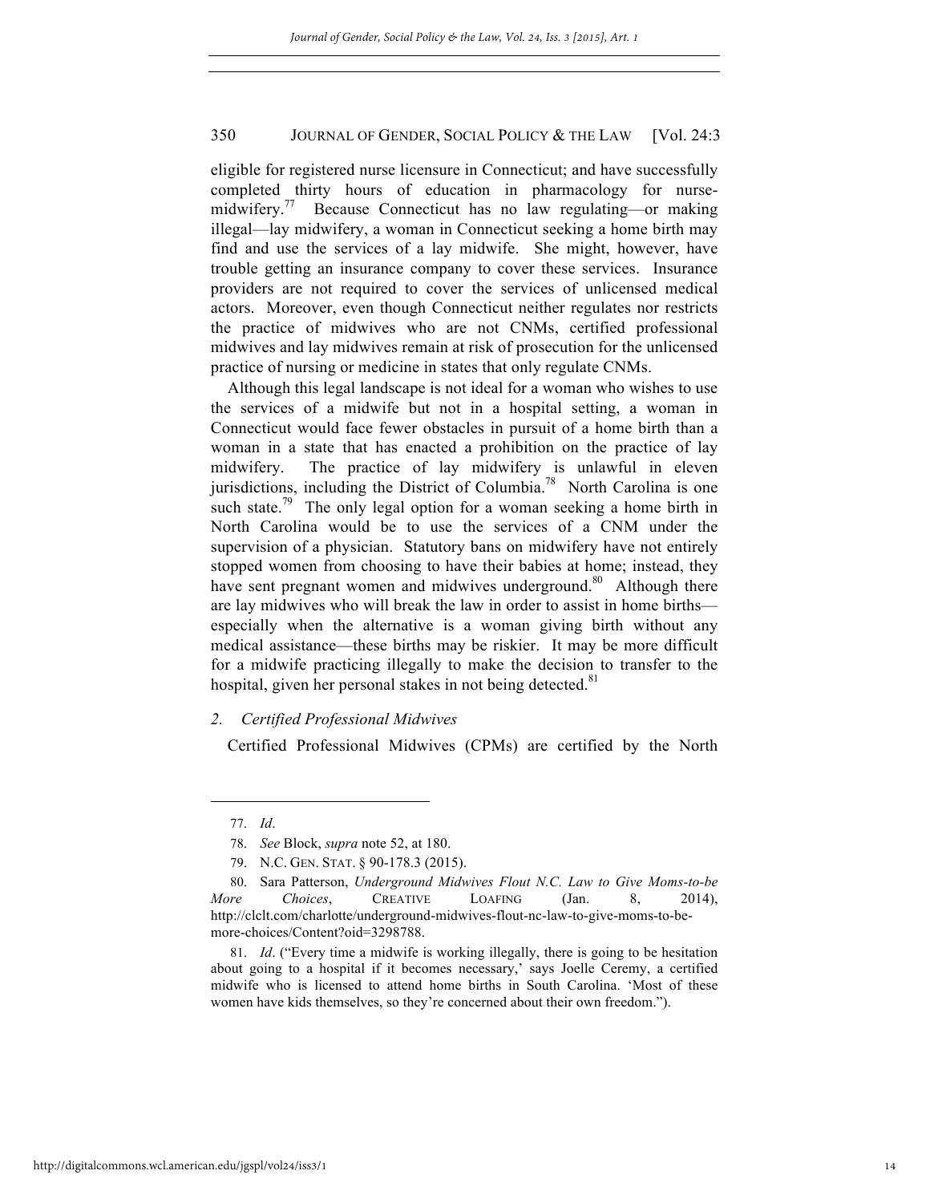eligible for registered nurse licensure in Connecticut; and have successfully completed thirty hours of education in pharmacology for nurse-midwifery.[77] Because Connecticut has no law regulating—or making illegal—lay midwifery, a woman in Connecticut seeking a home birth may find and use the services of a lay midwife. She might, however, have trouble getting an insurance company to cover these services. Insurance providers are not required to cover the services of unlicensed medical actors. Moreover, even though Connecticut neither regulates nor restricts the practice of midwives who are not CNMs, certified professional midwives and lay midwives remain at risk of prosecution for the unlicensed practice of nursing or medicine in states that only regulate CNMs.

Although this legal landscape is not ideal for a woman who wishes to use the services of a midwife but not in a hospital setting, a woman in Connecticut would face fewer obstacles in pursuit of a home birth than a woman in a state that has enacted a prohibition on the practice of lay midwifery. The practice of lay midwifery is unlawful in eleven jurisdictions, including the District of Columbia.[78] North Carolina is one such state.[79] The only legal option for a woman seeking a home birth in North Carolina would be to use the services of a CNM under the supervision of a physician. Statutory bans on midwifery have not entirely stopped women from choosing to have their babies at home; instead, they have sent pregnant women and midwives underground.[80] Although there are lay midwives who will break the law in order to assist in home births—especially when the alternative is a woman giving birth without any medical assistance—these births may be riskier. It may be more difficult for a midwife practicing illegally to make the decision to transfer to the hospital, given her personal stakes in not being detected.[81]

### *2. Certified Professional Midwives*

Certified Professional Midwives (CPMs) are certified by the North

---

77. *Id*.

78. *See* Block, *supra* note 52, at 180.

79. N.C. GEN. STAT. § 90-178.3 (2015).

80. Sara Patterson, *Underground Midwives Flout N.C. Law to Give Moms-to-be More Choices*, CREATIVE LOAFING (Jan. 8, 2014), http://clclt.com/charlotte/underground-midwives-flout-nc-law-to-give-moms-to-be-more-choices/Content?oid=3298788.

81. *Id*. ("Every time a midwife is working illegally, there is going to be hesitation about going to a hospital if it becomes necessary,' says Joelle Ceremy, a certified midwife who is licensed to attend home births in South Carolina. 'Most of these women have kids themselves, so they're concerned about their own freedom.").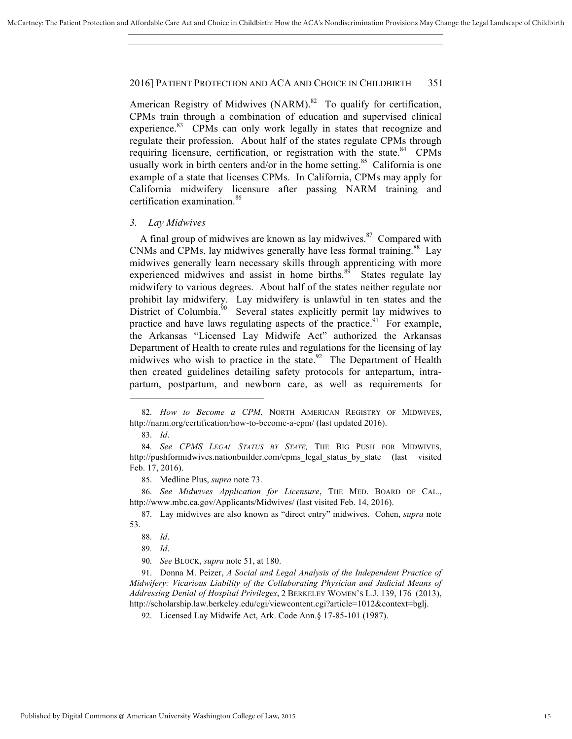American Registry of Midwives (NARM).[82] To qualify for certification, CPMs train through a combination of education and supervised clinical experience.[83] CPMs can only work legally in states that recognize and regulate their profession. About half of the states regulate CPMs through requiring licensure, certification, or registration with the state.[84] CPMs usually work in birth centers and/or in the home setting.[85] California is one example of a state that licenses CPMs. In California, CPMs may apply for California midwifery licensure after passing NARM training and certification examination.[86]

*3. Lay Midwives*

A final group of midwives are known as lay midwives.[87] Compared with CNMs and CPMs, lay midwives generally have less formal training.[88] Lay midwives generally learn necessary skills through apprenticing with more experienced midwives and assist in home births.[89] States regulate lay midwifery to various degrees. About half of the states neither regulate nor prohibit lay midwifery. Lay midwifery is unlawful in ten states and the District of Columbia.[90] Several states explicitly permit lay midwives to practice and have laws regulating aspects of the practice.[91] For example, the Arkansas "Licensed Lay Midwife Act" authorized the Arkansas Department of Health to create rules and regulations for the licensing of lay midwives who wish to practice in the state.[92] The Department of Health then created guidelines detailing safety protocols for antepartum, intrapartum, postpartum, and newborn care, as well as requirements for

---

82. *How to Become a CPM*, NORTH AMERICAN REGISTRY OF MIDWIVES, http://narm.org/certification/how-to-become-a-cpm/ (last updated 2016).

83. *Id*.

84. *See CPMS LEGAL STATUS BY STATE,* THE BIG PUSH FOR MIDWIVES, http://pushformidwives.nationbuilder.com/cpms_legal_status_by_state (last visited Feb. 17, 2016).

85. Medline Plus, *supra* note 73.

86. *See Midwives Application for Licensure*, THE MED. BOARD OF CAL., http://www.mbc.ca.gov/Applicants/Midwives/ (last visited Feb. 14, 2016).

87. Lay midwives are also known as "direct entry" midwives. Cohen, *supra* note 53.

88. *Id*.

89. *Id*.

90. *See* BLOCK, *supra* note 51, at 180.

91. Donna M. Peizer, *A Social and Legal Analysis of the Independent Practice of Midwifery: Vicarious Liability of the Collaborating Physician and Judicial Means of Addressing Denial of Hospital Privileges*, 2 BERKELEY WOMEN'S L.J. 139, 176 (2013), http://scholarship.law.berkeley.edu/cgi/viewcontent.cgi?article=1012&context=bglj.

92. Licensed Lay Midwife Act, Ark. Code Ann.§ 17-85-101 (1987).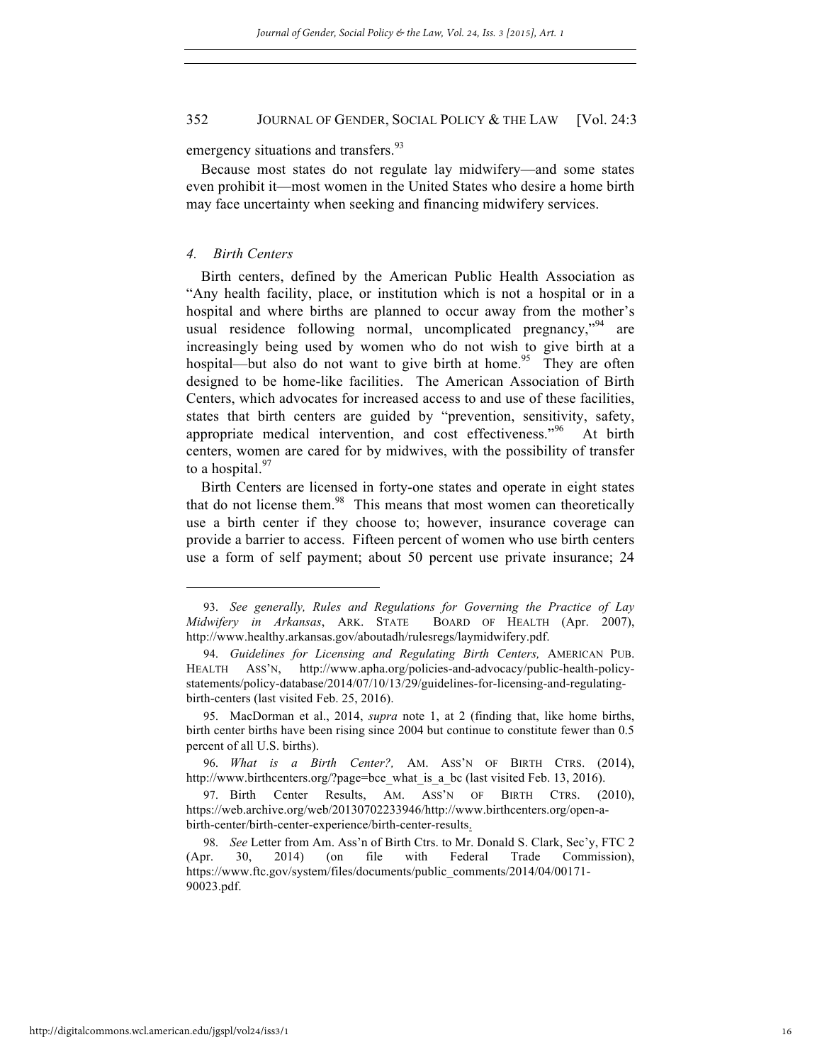emergency situations and transfers.[93]

Because most states do not regulate lay midwifery—and some states even prohibit it—most women in the United States who desire a home birth may face uncertainty when seeking and financing midwifery services.

#### 4. Birth Centers

Birth centers, defined by the American Public Health Association as "Any health facility, place, or institution which is not a hospital or in a hospital and where births are planned to occur away from the mother's usual residence following normal, uncomplicated pregnancy,"[94] are increasingly being used by women who do not wish to give birth at a hospital—but also do not want to give birth at home.[95] They are often designed to be home-like facilities. The American Association of Birth Centers, which advocates for increased access to and use of these facilities, states that birth centers are guided by "prevention, sensitivity, safety, appropriate medical intervention, and cost effectiveness."[96] At birth centers, women are cared for by midwives, with the possibility of transfer to a hospital.[97]

Birth Centers are licensed in forty-one states and operate in eight states that do not license them.[98] This means that most women can theoretically use a birth center if they choose to; however, insurance coverage can provide a barrier to access. Fifteen percent of women who use birth centers use a form of self payment; about 50 percent use private insurance; 24

---

93. *See generally, Rules and Regulations for Governing the Practice of Lay Midwifery in Arkansas*, ARK. STATE BOARD OF HEALTH (Apr. 2007), http://www.healthy.arkansas.gov/aboutadh/rulesregs/laymidwifery.pdf.

94. *Guidelines for Licensing and Regulating Birth Centers,* AMERICAN PUB. HEALTH ASS'N, http://www.apha.org/policies-and-advocacy/public-health-policy-statements/policy-database/2014/07/10/13/29/guidelines-for-licensing-and-regulating-birth-centers (last visited Feb. 25, 2016).

95. MacDorman et al., 2014, *supra* note 1, at 2 (finding that, like home births, birth center births have been rising since 2004 but continue to constitute fewer than 0.5 percent of all U.S. births).

96. *What is a Birth Center?,* AM. ASS'N OF BIRTH CTRS. (2014), http://www.birthcenters.org/?page=bce_what_is_a_bc (last visited Feb. 13, 2016).

97. Birth Center Results, AM. ASS'N OF BIRTH CTRS. (2010), https://web.archive.org/web/20130702233946/http://www.birthcenters.org/open-a-birth-center/birth-center-experience/birth-center-results.

98. *See* Letter from Am. Ass'n of Birth Ctrs. to Mr. Donald S. Clark, Sec'y, FTC 2 (Apr. 30, 2014) (on file with Federal Trade Commission), https://www.ftc.gov/system/files/documents/public_comments/2014/04/00171-90023.pdf.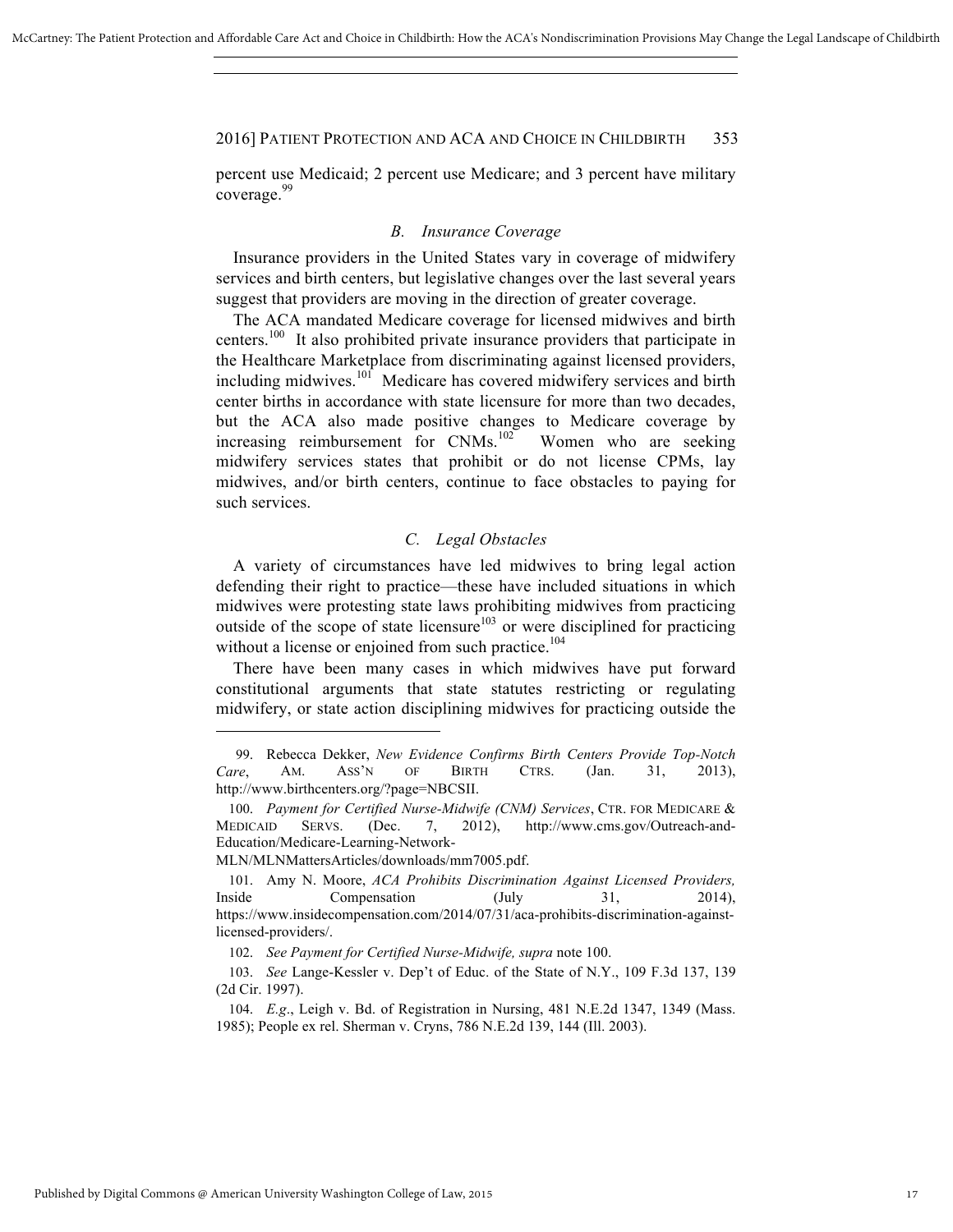percent use Medicaid; 2 percent use Medicare; and 3 percent have military coverage.[99]

### *B. Insurance Coverage*

Insurance providers in the United States vary in coverage of midwifery services and birth centers, but legislative changes over the last several years suggest that providers are moving in the direction of greater coverage.

The ACA mandated Medicare coverage for licensed midwives and birth centers.[100] It also prohibited private insurance providers that participate in the Healthcare Marketplace from discriminating against licensed providers, including midwives.[101] Medicare has covered midwifery services and birth center births in accordance with state licensure for more than two decades, but the ACA also made positive changes to Medicare coverage by increasing reimbursement for CNMs.[102] Women who are seeking midwifery services states that prohibit or do not license CPMs, lay midwives, and/or birth centers, continue to face obstacles to paying for such services.

### *C. Legal Obstacles*

A variety of circumstances have led midwives to bring legal action defending their right to practice—these have included situations in which midwives were protesting state laws prohibiting midwives from practicing outside of the scope of state licensure[103] or were disciplined for practicing without a license or enjoined from such practice.[104]

There have been many cases in which midwives have put forward constitutional arguments that state statutes restricting or regulating midwifery, or state action disciplining midwives for practicing outside the

---

99. Rebecca Dekker, *New Evidence Confirms Birth Centers Provide Top-Notch Care*, AM. ASS'N OF BIRTH CTRS. (Jan. 31, 2013), http://www.birthcenters.org/?page=NBCSII.

100. *Payment for Certified Nurse-Midwife (CNM) Services*, CTR. FOR MEDICARE & MEDICAID SERVS. (Dec. 7, 2012), http://www.cms.gov/Outreach-and-Education/Medicare-Learning-Network-MLN/MLNMattersArticles/downloads/mm7005.pdf.

101. Amy N. Moore, *ACA Prohibits Discrimination Against Licensed Providers,* Inside Compensation (July 31, 2014), https://www.insidecompensation.com/2014/07/31/aca-prohibits-discrimination-against-licensed-providers/.

102. *See Payment for Certified Nurse-Midwife, supra* note 100.

103. *See* Lange-Kessler v. Dep't of Educ. of the State of N.Y., 109 F.3d 137, 139 (2d Cir. 1997).

104. *E.g*., Leigh v. Bd. of Registration in Nursing, 481 N.E.2d 1347, 1349 (Mass. 1985); People ex rel. Sherman v. Cryns, 786 N.E.2d 139, 144 (Ill. 2003).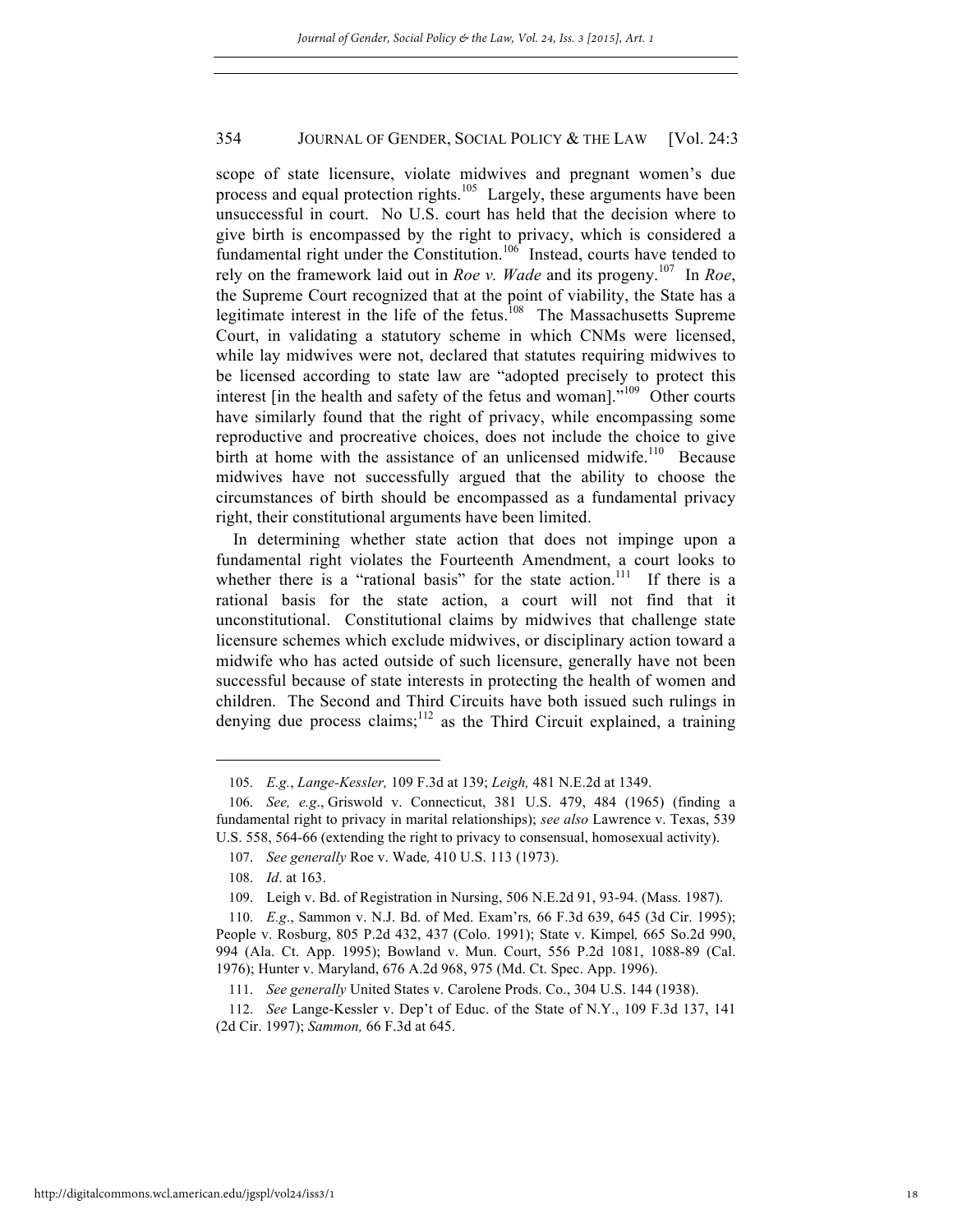scope of state licensure, violate midwives and pregnant women's due process and equal protection rights.[105] Largely, these arguments have been unsuccessful in court. No U.S. court has held that the decision where to give birth is encompassed by the right to privacy, which is considered a fundamental right under the Constitution.[106] Instead, courts have tended to rely on the framework laid out in *Roe v. Wade* and its progeny.[107] In *Roe*, the Supreme Court recognized that at the point of viability, the State has a legitimate interest in the life of the fetus.[108] The Massachusetts Supreme Court, in validating a statutory scheme in which CNMs were licensed, while lay midwives were not, declared that statutes requiring midwives to be licensed according to state law are "adopted precisely to protect this interest [in the health and safety of the fetus and woman]."[109] Other courts have similarly found that the right of privacy, while encompassing some reproductive and procreative choices, does not include the choice to give birth at home with the assistance of an unlicensed midwife.[110] Because midwives have not successfully argued that the ability to choose the circumstances of birth should be encompassed as a fundamental privacy right, their constitutional arguments have been limited.

In determining whether state action that does not impinge upon a fundamental right violates the Fourteenth Amendment, a court looks to whether there is a "rational basis" for the state action.[111] If there is a rational basis for the state action, a court will not find that it unconstitutional. Constitutional claims by midwives that challenge state licensure schemes which exclude midwives, or disciplinary action toward a midwife who has acted outside of such licensure, generally have not been successful because of state interests in protecting the health of women and children. The Second and Third Circuits have both issued such rulings in denying due process claims;[112] as the Third Circuit explained, a training

---

105. *E.g.*, *Lange-Kessler,* 109 F.3d at 139; *Leigh,* 481 N.E.2d at 1349.

106. *See, e.g*., Griswold v. Connecticut, 381 U.S. 479, 484 (1965) (finding a fundamental right to privacy in marital relationships); *see also* Lawrence v. Texas, 539 U.S. 558, 564-66 (extending the right to privacy to consensual, homosexual activity).

107. *See generally* Roe v. Wade*,* 410 U.S. 113 (1973).

108. *Id*. at 163.

109. Leigh v. Bd. of Registration in Nursing, 506 N.E.2d 91, 93-94. (Mass. 1987).

110. *E.g*., Sammon v. N.J. Bd. of Med. Exam'rs*,* 66 F.3d 639, 645 (3d Cir. 1995); People v. Rosburg, 805 P.2d 432, 437 (Colo. 1991); State v. Kimpel*,* 665 So.2d 990, 994 (Ala. Ct. App. 1995); Bowland v. Mun. Court, 556 P.2d 1081, 1088-89 (Cal. 1976); Hunter v. Maryland, 676 A.2d 968, 975 (Md. Ct. Spec. App. 1996).

111. *See generally* United States v. Carolene Prods. Co., 304 U.S. 144 (1938).

112. *See* Lange-Kessler v. Dep't of Educ. of the State of N.Y., 109 F.3d 137, 141 (2d Cir. 1997); *Sammon,* 66 F.3d at 645.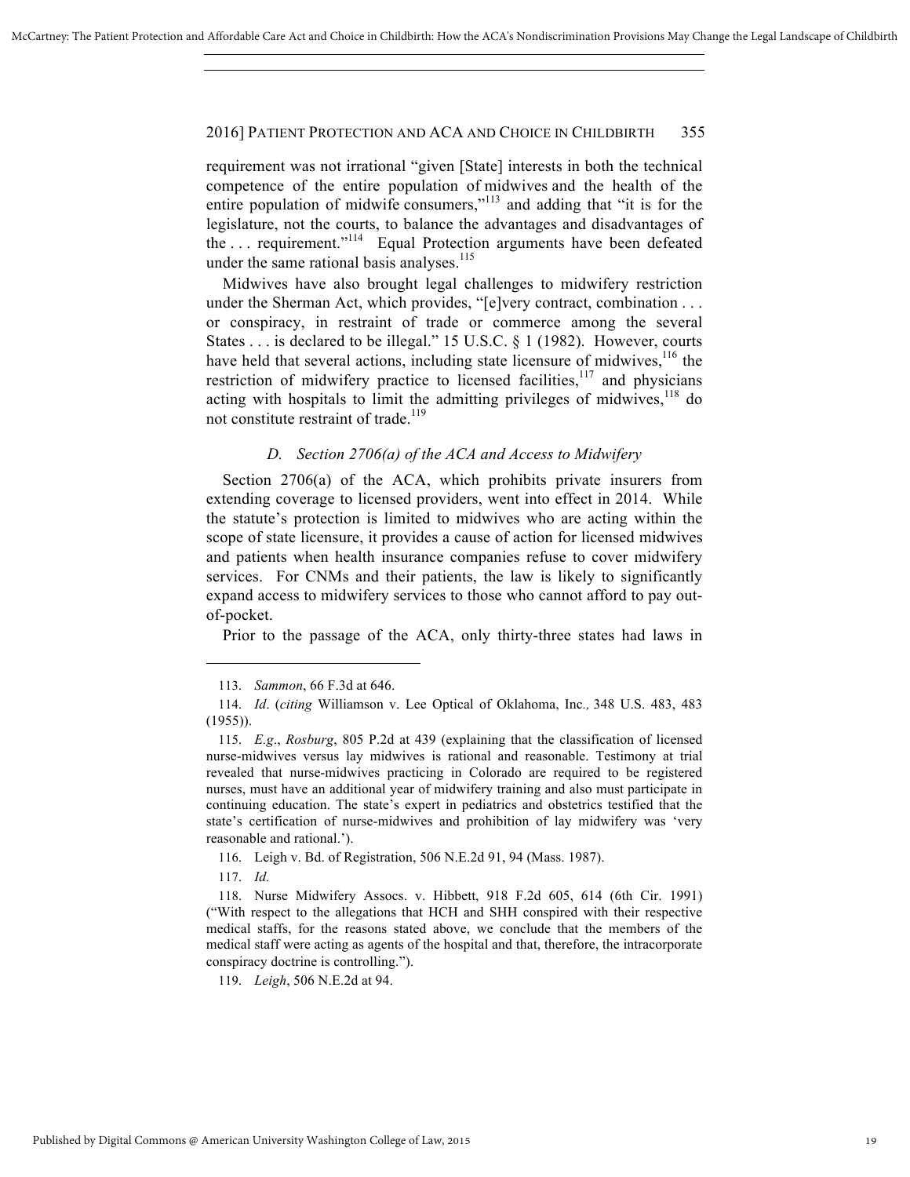requirement was not irrational "given [State] interests in both the technical competence of the entire population of midwives and the health of the entire population of midwife consumers,"[113] and adding that "it is for the legislature, not the courts, to balance the advantages and disadvantages of the . . . requirement."[114] Equal Protection arguments have been defeated under the same rational basis analyses.[115]

Midwives have also brought legal challenges to midwifery restriction under the Sherman Act, which provides, "[e]very contract, combination . . . or conspiracy, in restraint of trade or commerce among the several States . . . is declared to be illegal." 15 U.S.C. § 1 (1982). However, courts have held that several actions, including state licensure of midwives,[116] the restriction of midwifery practice to licensed facilities,[117] and physicians acting with hospitals to limit the admitting privileges of midwives,[118] do not constitute restraint of trade.[119]

### *D. Section 2706(a) of the ACA and Access to Midwifery*

Section 2706(a) of the ACA, which prohibits private insurers from extending coverage to licensed providers, went into effect in 2014. While the statute's protection is limited to midwives who are acting within the scope of state licensure, it provides a cause of action for licensed midwives and patients when health insurance companies refuse to cover midwifery services. For CNMs and their patients, the law is likely to significantly expand access to midwifery services to those who cannot afford to pay out-of-pocket.

Prior to the passage of the ACA, only thirty-three states had laws in

---

113. *Sammon*, 66 F.3d at 646.

114. *Id*. (*citing* Williamson v. Lee Optical of Oklahoma, Inc*.,* 348 U.S. 483, 483 (1955)).

115. *E.g*., *Rosburg*, 805 P.2d at 439 (explaining that the classification of licensed nurse-midwives versus lay midwives is rational and reasonable. Testimony at trial revealed that nurse-midwives practicing in Colorado are required to be registered nurses, must have an additional year of midwifery training and also must participate in continuing education. The state's expert in pediatrics and obstetrics testified that the state's certification of nurse-midwives and prohibition of lay midwifery was 'very reasonable and rational.').

116. Leigh v. Bd. of Registration, 506 N.E.2d 91, 94 (Mass. 1987).

117. *Id.*

118. Nurse Midwifery Assocs. v. Hibbett, 918 F.2d 605, 614 (6th Cir. 1991) ("With respect to the allegations that HCH and SHH conspired with their respective medical staffs, for the reasons stated above, we conclude that the members of the medical staff were acting as agents of the hospital and that, therefore, the intracorporate conspiracy doctrine is controlling.").

119. *Leigh*, 506 N.E.2d at 94.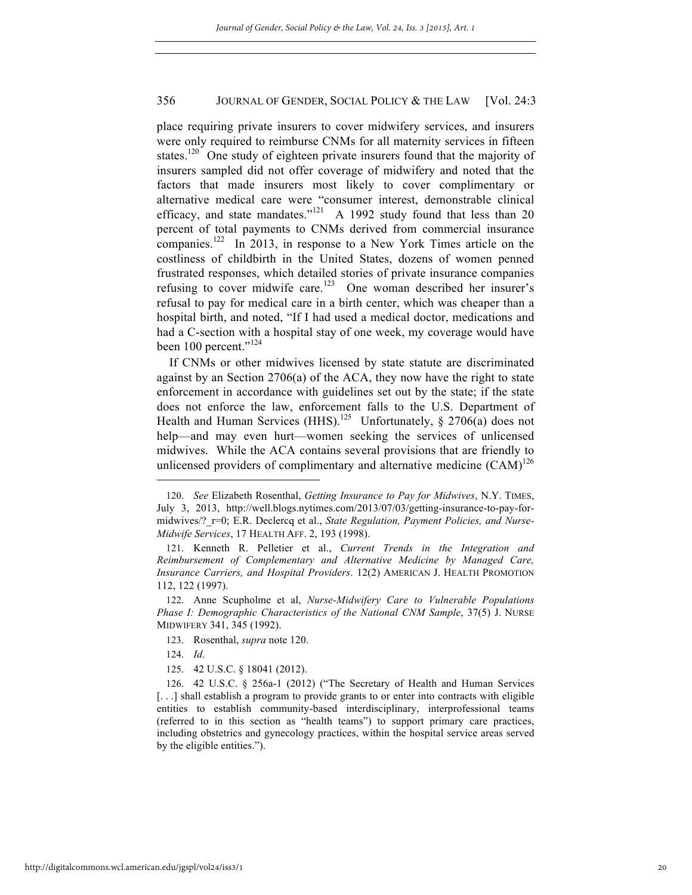place requiring private insurers to cover midwifery services, and insurers were only required to reimburse CNMs for all maternity services in fifteen states.[120] One study of eighteen private insurers found that the majority of insurers sampled did not offer coverage of midwifery and noted that the factors that made insurers most likely to cover complimentary or alternative medical care were "consumer interest, demonstrable clinical efficacy, and state mandates."[121] A 1992 study found that less than 20 percent of total payments to CNMs derived from commercial insurance companies.[122] In 2013, in response to a New York Times article on the costliness of childbirth in the United States, dozens of women penned frustrated responses, which detailed stories of private insurance companies refusing to cover midwife care.[123] One woman described her insurer's refusal to pay for medical care in a birth center, which was cheaper than a hospital birth, and noted, "If I had used a medical doctor, medications and had a C-section with a hospital stay of one week, my coverage would have been 100 percent."[124]

If CNMs or other midwives licensed by state statute are discriminated against by an Section 2706(a) of the ACA, they now have the right to state enforcement in accordance with guidelines set out by the state; if the state does not enforce the law, enforcement falls to the U.S. Department of Health and Human Services (HHS).[125] Unfortunately, § 2706(a) does not help—and may even hurt—women seeking the services of unlicensed midwives. While the ACA contains several provisions that are friendly to unlicensed providers of complimentary and alternative medicine (CAM)[126]

---

120. *See* Elizabeth Rosenthal, *Getting Insurance to Pay for Midwives*, N.Y. TIMES, July 3, 2013, http://well.blogs.nytimes.com/2013/07/03/getting-insurance-to-pay-for-midwives/?_r=0; E.R. Declercq et al., *State Regulation, Payment Policies, and Nurse-Midwife Services*, 17 HEALTH AFF. 2, 193 (1998).

121. Kenneth R. Pelletier et al., *Current Trends in the Integration and Reimbursement of Complementary and Alternative Medicine by Managed Care, Insurance Carriers, and Hospital Providers*. 12(2) AMERICAN J. HEALTH PROMOTION 112, 122 (1997).

122. Anne Scupholme et al, *Nurse-Midwifery Care to Vulnerable Populations Phase I: Demographic Characteristics of the National CNM Sample*, 37(5) J. NURSE MIDWIFERY 341, 345 (1992).

123. Rosenthal, *supra* note 120.

124. *Id*.

125. 42 U.S.C. § 18041 (2012).

126. 42 U.S.C. § 256a-1 (2012) ("The Secretary of Health and Human Services [. . .] shall establish a program to provide grants to or enter into contracts with eligible entities to establish community-based interdisciplinary, interprofessional teams (referred to in this section as "health teams") to support primary care practices, including obstetrics and gynecology practices, within the hospital service areas served by the eligible entities.").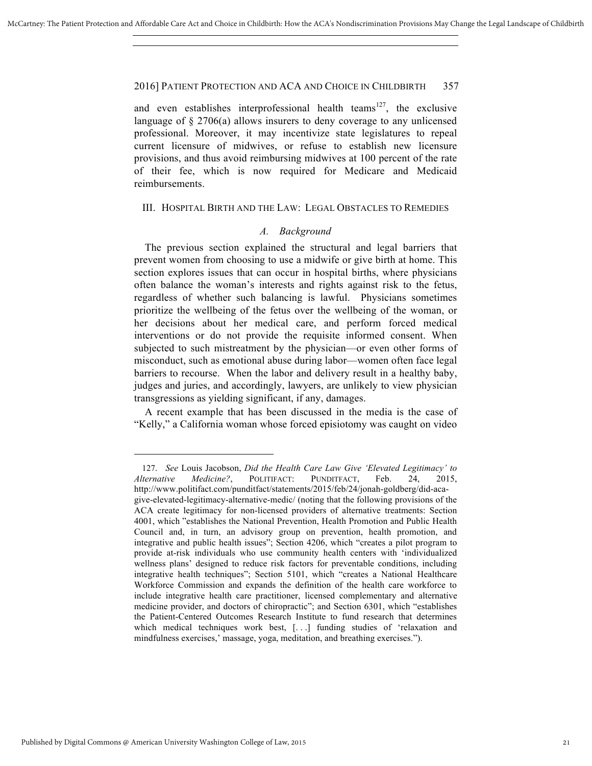and even establishes interprofessional health teams[127], the exclusive language of § 2706(a) allows insurers to deny coverage to any unlicensed professional. Moreover, it may incentivize state legislatures to repeal current licensure of midwives, or refuse to establish new licensure provisions, and thus avoid reimbursing midwives at 100 percent of the rate of their fee, which is now required for Medicare and Medicaid reimbursements.

## III. HOSPITAL BIRTH AND THE LAW: LEGAL OBSTACLES TO REMEDIES

### *A. Background*

The previous section explained the structural and legal barriers that prevent women from choosing to use a midwife or give birth at home. This section explores issues that can occur in hospital births, where physicians often balance the woman's interests and rights against risk to the fetus, regardless of whether such balancing is lawful. Physicians sometimes prioritize the wellbeing of the fetus over the wellbeing of the woman, or her decisions about her medical care, and perform forced medical interventions or do not provide the requisite informed consent. When subjected to such mistreatment by the physician—or even other forms of misconduct, such as emotional abuse during labor—women often face legal barriers to recourse. When the labor and delivery result in a healthy baby, judges and juries, and accordingly, lawyers, are unlikely to view physician transgressions as yielding significant, if any, damages.

A recent example that has been discussed in the media is the case of "Kelly," a California woman whose forced episiotomy was caught on video

---

127. *See* Louis Jacobson, *Did the Health Care Law Give 'Elevated Legitimacy' to Alternative Medicine?*, POLITIFACT: PUNDITFACT, Feb. 24, 2015, http://www.politifact.com/punditfact/statements/2015/feb/24/jonah-goldberg/did-aca-give-elevated-legitimacy-alternative-medic/ (noting that the following provisions of the ACA create legitimacy for non-licensed providers of alternative treatments: Section 4001, which "establishes the National Prevention, Health Promotion and Public Health Council and, in turn, an advisory group on prevention, health promotion, and integrative and public health issues"; Section 4206, which "creates a pilot program to provide at-risk individuals who use community health centers with 'individualized wellness plans' designed to reduce risk factors for preventable conditions, including integrative health techniques"; Section 5101, which "creates a National Healthcare Workforce Commission and expands the definition of the health care workforce to include integrative health care practitioner, licensed complementary and alternative medicine provider, and doctors of chiropractic"; and Section 6301, which "establishes the Patient-Centered Outcomes Research Institute to fund research that determines which medical techniques work best, [. . .] funding studies of 'relaxation and mindfulness exercises,' massage, yoga, meditation, and breathing exercises.").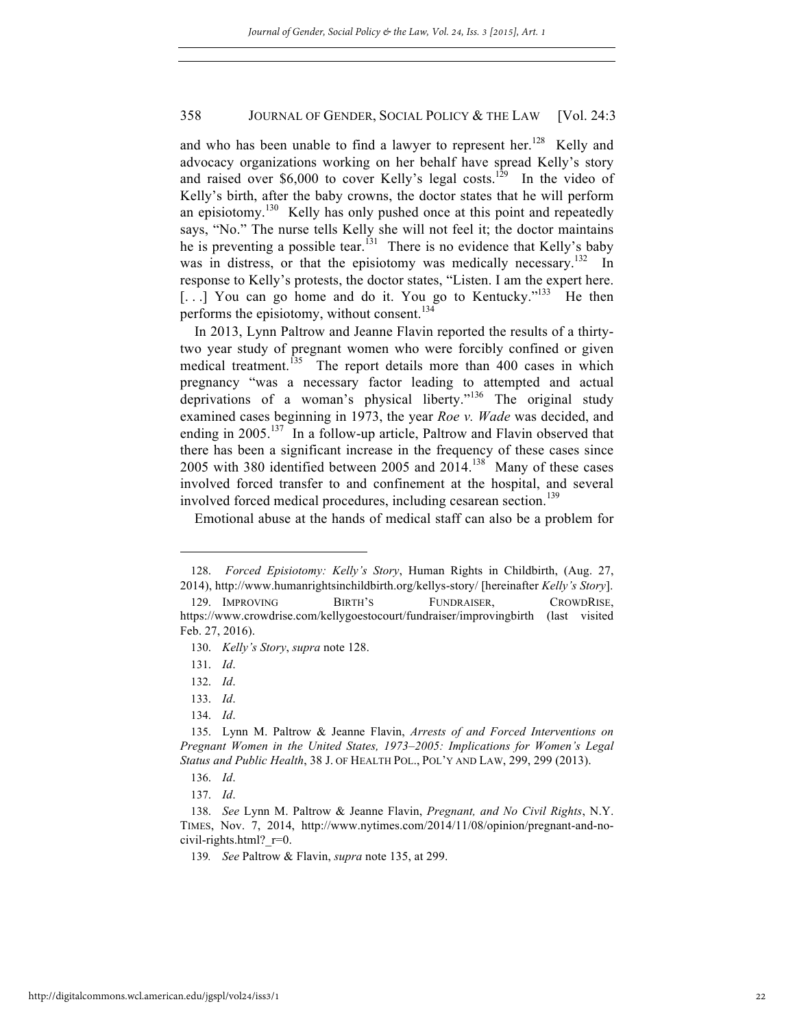and who has been unable to find a lawyer to represent her.[128] Kelly and advocacy organizations working on her behalf have spread Kelly's story and raised over $6,000 to cover Kelly's legal costs.[129] In the video of Kelly's birth, after the baby crowns, the doctor states that he will perform an episiotomy.[130] Kelly has only pushed once at this point and repeatedly says, "No." The nurse tells Kelly she will not feel it; the doctor maintains he is preventing a possible tear.[131] There is no evidence that Kelly's baby was in distress, or that the episiotomy was medically necessary.[132] In response to Kelly's protests, the doctor states, "Listen. I am the expert here. [. . .] You can go home and do it. You go to Kentucky."[133] He then performs the episiotomy, without consent.[134]

In 2013, Lynn Paltrow and Jeanne Flavin reported the results of a thirty-two year study of pregnant women who were forcibly confined or given medical treatment.[135] The report details more than 400 cases in which pregnancy "was a necessary factor leading to attempted and actual deprivations of a woman's physical liberty."[136] The original study examined cases beginning in 1973, the year *Roe v. Wade* was decided, and ending in 2005.[137] In a follow-up article, Paltrow and Flavin observed that there has been a significant increase in the frequency of these cases since 2005 with 380 identified between 2005 and 2014.[138] Many of these cases involved forced transfer to and confinement at the hospital, and several involved forced medical procedures, including cesarean section.[139]

Emotional abuse at the hands of medical staff can also be a problem for

---

128. *Forced Episiotomy: Kelly's Story*, Human Rights in Childbirth, (Aug. 27, 2014), http://www.humanrightsinchildbirth.org/kellys-story/ [hereinafter *Kelly's Story*].

129. IMPROVING BIRTH'S FUNDRAISER, CROWDRISE, https://www.crowdrise.com/kellygoestocourt/fundraiser/improvingbirth (last visited Feb. 27, 2016).

130. *Kelly's Story*, *supra* note 128.

131. *Id*.

132. *Id*.

133. *Id*.

134. *Id*.

135. Lynn M. Paltrow & Jeanne Flavin, *Arrests of and Forced Interventions on Pregnant Women in the United States, 1973–2005: Implications for Women's Legal Status and Public Health*, 38 J. OF HEALTH POL., POL'Y AND LAW, 299, 299 (2013).

136. *Id*.

137. *Id*.

138. *See* Lynn M. Paltrow & Jeanne Flavin, *Pregnant, and No Civil Rights*, N.Y. TIMES, Nov. 7, 2014, http://www.nytimes.com/2014/11/08/opinion/pregnant-and-no-civil-rights.html?_r=0.

139. *See* Paltrow & Flavin, *supra* note 135, at 299.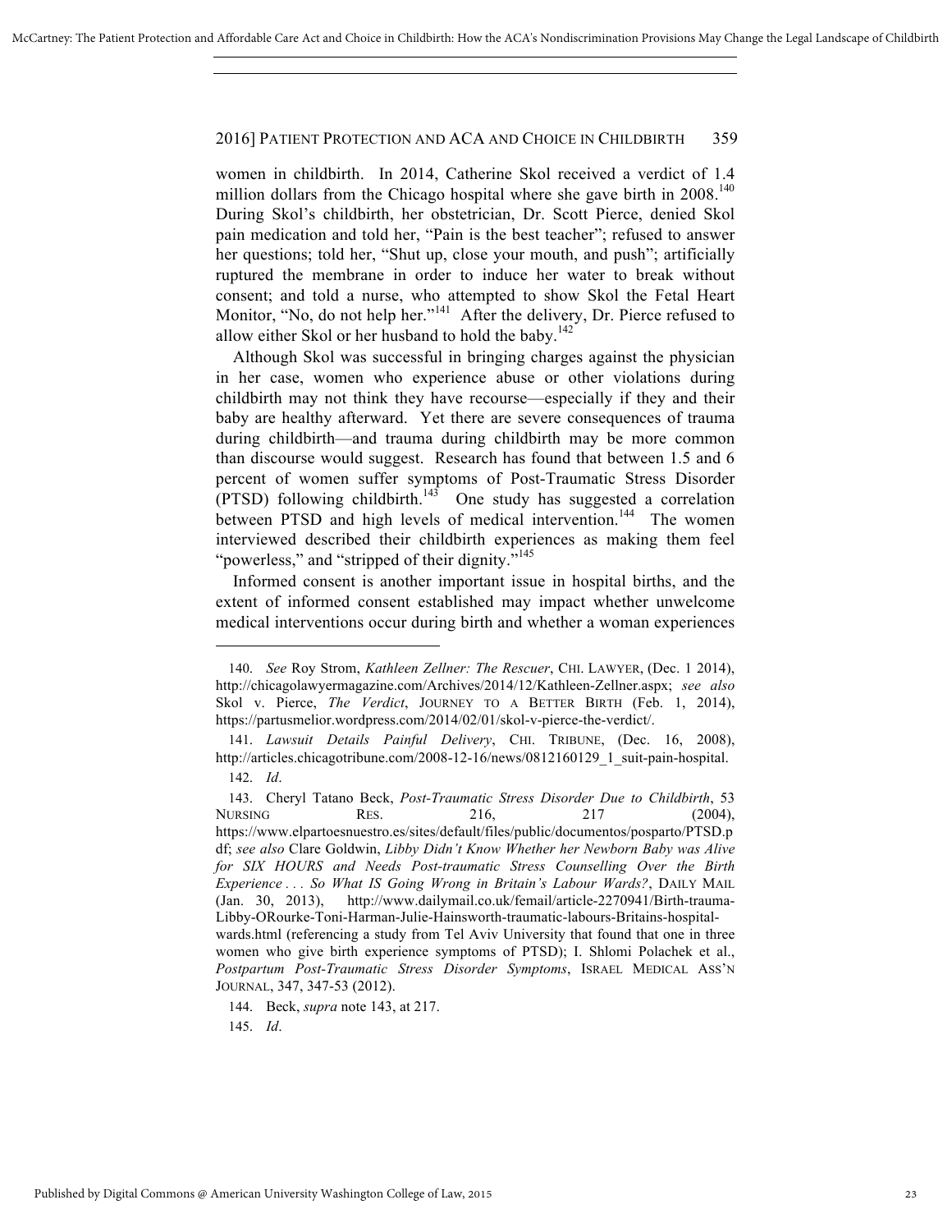women in childbirth. In 2014, Catherine Skol received a verdict of 1.4 million dollars from the Chicago hospital where she gave birth in 2008.[140] During Skol's childbirth, her obstetrician, Dr. Scott Pierce, denied Skol pain medication and told her, "Pain is the best teacher"; refused to answer her questions; told her, "Shut up, close your mouth, and push"; artificially ruptured the membrane in order to induce her water to break without consent; and told a nurse, who attempted to show Skol the Fetal Heart Monitor, "No, do not help her."[141] After the delivery, Dr. Pierce refused to allow either Skol or her husband to hold the baby.[142]

Although Skol was successful in bringing charges against the physician in her case, women who experience abuse or other violations during childbirth may not think they have recourse—especially if they and their baby are healthy afterward. Yet there are severe consequences of trauma during childbirth—and trauma during childbirth may be more common than discourse would suggest. Research has found that between 1.5 and 6 percent of women suffer symptoms of Post-Traumatic Stress Disorder (PTSD) following childbirth.[143] One study has suggested a correlation between PTSD and high levels of medical intervention.[144] The women interviewed described their childbirth experiences as making them feel "powerless," and "stripped of their dignity."[145]

Informed consent is another important issue in hospital births, and the extent of informed consent established may impact whether unwelcome medical interventions occur during birth and whether a woman experiences

---

140. *See* Roy Strom, *Kathleen Zellner: The Rescuer*, CHI. LAWYER, (Dec. 1 2014), http://chicagolawyermagazine.com/Archives/2014/12/Kathleen-Zellner.aspx; *see also* Skol v. Pierce, *The Verdict*, JOURNEY TO A BETTER BIRTH (Feb. 1, 2014), https://partusmelior.wordpress.com/2014/02/01/skol-v-pierce-the-verdict/.

141. *Lawsuit Details Painful Delivery*, CHI. TRIBUNE, (Dec. 16, 2008), http://articles.chicagotribune.com/2008-12-16/news/0812160129_1_suit-pain-hospital.

142. *Id*.

143. Cheryl Tatano Beck, *Post-Traumatic Stress Disorder Due to Childbirth*, 53 NURSING RES. 216, 217 (2004), https://www.elpartoesnuestro.es/sites/default/files/public/documentos/posparto/PTSD.pdf; *see also* Clare Goldwin, *Libby Didn't Know Whether her Newborn Baby was Alive for SIX HOURS and Needs Post-traumatic Stress Counselling Over the Birth Experience . . . So What IS Going Wrong in Britain's Labour Wards?*, DAILY MAIL (Jan. 30, 2013), http://www.dailymail.co.uk/femail/article-2270941/Birth-trauma-Libby-ORourke-Toni-Harman-Julie-Hainsworth-traumatic-labours-Britains-hospital-wards.html (referencing a study from Tel Aviv University that found that one in three women who give birth experience symptoms of PTSD); I. Shlomi Polachek et al., *Postpartum Post-Traumatic Stress Disorder Symptoms*, ISRAEL MEDICAL ASS'N JOURNAL, 347, 347-53 (2012).

144. Beck, *supra* note 143, at 217.

145. *Id*.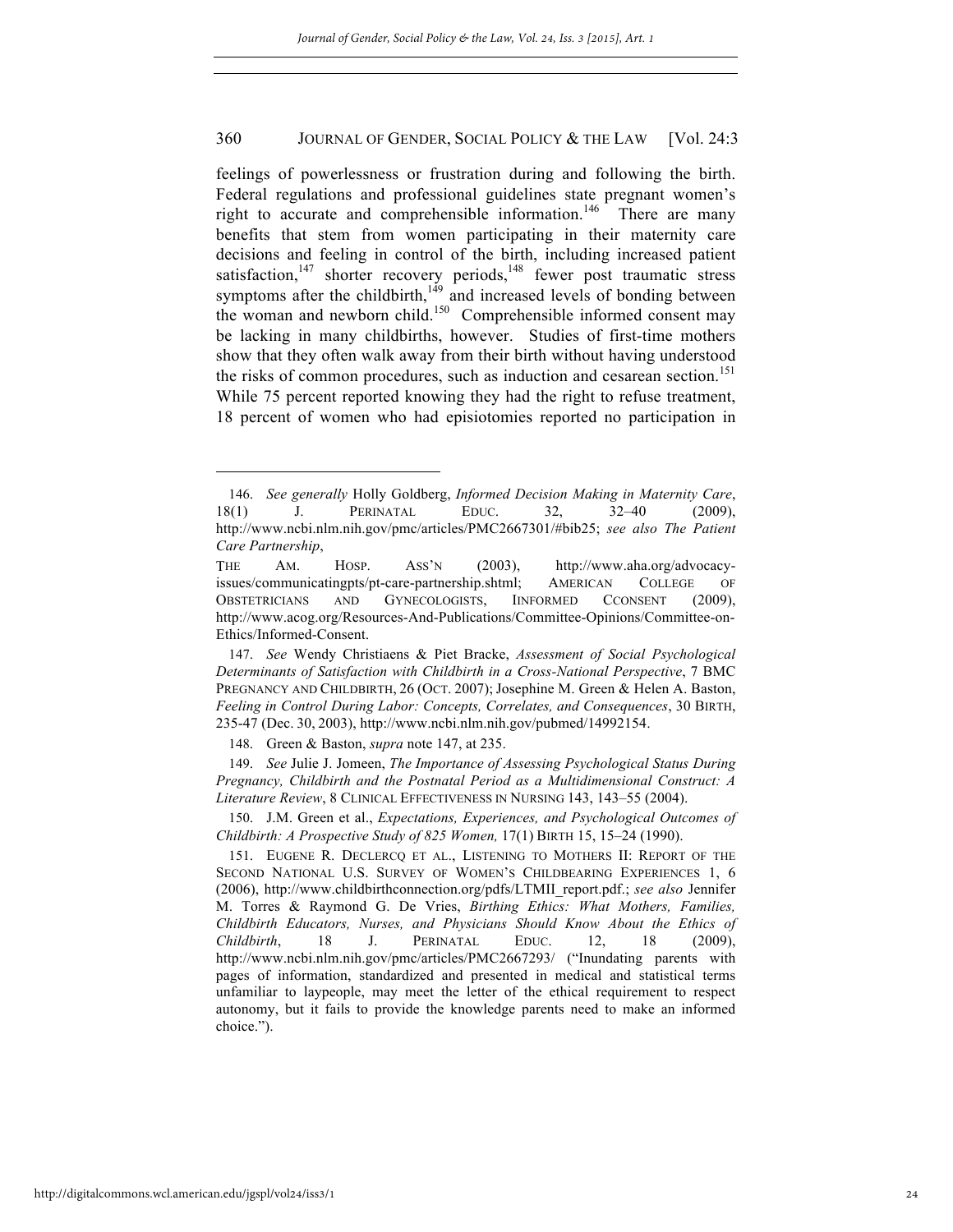feelings of powerlessness or frustration during and following the birth. Federal regulations and professional guidelines state pregnant women's right to accurate and comprehensible information.[146] There are many benefits that stem from women participating in their maternity care decisions and feeling in control of the birth, including increased patient satisfaction,[147] shorter recovery periods,[148] fewer post traumatic stress symptoms after the childbirth,[149] and increased levels of bonding between the woman and newborn child.[150] Comprehensible informed consent may be lacking in many childbirths, however. Studies of first-time mothers show that they often walk away from their birth without having understood the risks of common procedures, such as induction and cesarean section.[151] While 75 percent reported knowing they had the right to refuse treatment, 18 percent of women who had episiotomies reported no participation in

---

146. *See generally* Holly Goldberg, *Informed Decision Making in Maternity Care*, 18(1) J. PERINATAL EDUC. 32, 32–40 (2009), http://www.ncbi.nlm.nih.gov/pmc/articles/PMC2667301/#bib25; *see also The Patient Care Partnership*, THE AM. HOSP. ASS'N (2003), http://www.aha.org/advocacy-issues/communicatingpts/pt-care-partnership.shtml; AMERICAN COLLEGE OF OBSTETRICIANS AND GYNECOLOGISTS, INFORMED CCONSENT (2009), http://www.acog.org/Resources-And-Publications/Committee-Opinions/Committee-on-Ethics/Informed-Consent.

147. *See* Wendy Christiaens & Piet Bracke, *Assessment of Social Psychological Determinants of Satisfaction with Childbirth in a Cross-National Perspective*, 7 BMC PREGNANCY AND CHILDBIRTH, 26 (OCT. 2007); Josephine M. Green & Helen A. Baston, *Feeling in Control During Labor: Concepts, Correlates, and Consequences*, 30 BIRTH, 235-47 (Dec. 30, 2003), http://www.ncbi.nlm.nih.gov/pubmed/14992154.

148. Green & Baston, *supra* note 147, at 235.

149. *See* Julie J. Jomeen, *The Importance of Assessing Psychological Status During Pregnancy, Childbirth and the Postnatal Period as a Multidimensional Construct: A Literature Review*, 8 CLINICAL EFFECTIVENESS IN NURSING 143, 143–55 (2004).

150. J.M. Green et al., *Expectations, Experiences, and Psychological Outcomes of Childbirth: A Prospective Study of 825 Women,* 17(1) BIRTH 15, 15–24 (1990).

151. EUGENE R. DECLERCQ ET AL., LISTENING TO MOTHERS II: REPORT OF THE SECOND NATIONAL U.S. SURVEY OF WOMEN'S CHILDBEARING EXPERIENCES 1, 6 (2006), http://www.childbirthconnection.org/pdfs/LTMII_report.pdf.; *see also* Jennifer M. Torres & Raymond G. De Vries, *Birthing Ethics: What Mothers, Families, Childbirth Educators, Nurses, and Physicians Should Know About the Ethics of Childbirth*, 18 J. PERINATAL EDUC. 12, 18 (2009), http://www.ncbi.nlm.nih.gov/pmc/articles/PMC2667293/ ("Inundating parents with pages of information, standardized and presented in medical and statistical terms unfamiliar to laypeople, may meet the letter of the ethical requirement to respect autonomy, but it fails to provide the knowledge parents need to make an informed choice.").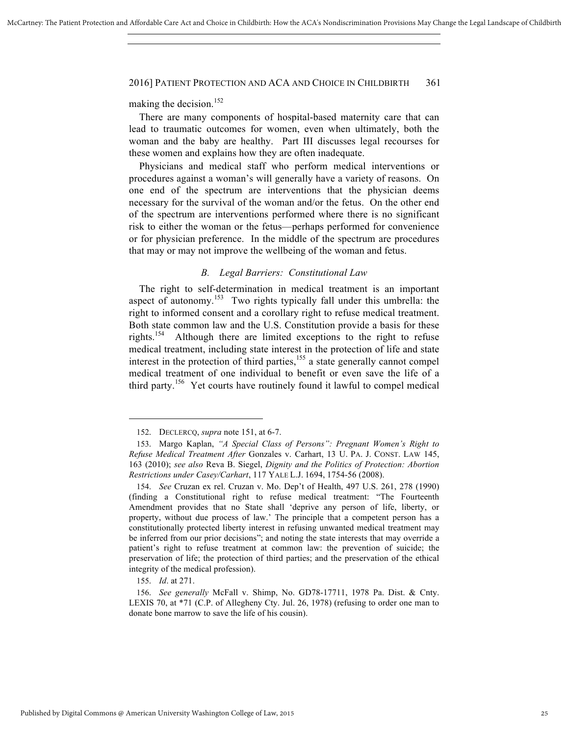making the decision.[152]

There are many components of hospital-based maternity care that can lead to traumatic outcomes for women, even when ultimately, both the woman and the baby are healthy. Part III discusses legal recourses for these women and explains how they are often inadequate.

Physicians and medical staff who perform medical interventions or procedures against a woman's will generally have a variety of reasons. On one end of the spectrum are interventions that the physician deems necessary for the survival of the woman and/or the fetus. On the other end of the spectrum are interventions performed where there is no significant risk to either the woman or the fetus—perhaps performed for convenience or for physician preference. In the middle of the spectrum are procedures that may or may not improve the wellbeing of the woman and fetus.

### *B. Legal Barriers: Constitutional Law*

The right to self-determination in medical treatment is an important aspect of autonomy.[153] Two rights typically fall under this umbrella: the right to informed consent and a corollary right to refuse medical treatment. Both state common law and the U.S. Constitution provide a basis for these rights.[154] Although there are limited exceptions to the right to refuse medical treatment, including state interest in the protection of life and state interest in the protection of third parties,[155] a state generally cannot compel medical treatment of one individual to benefit or even save the life of a third party.[156] Yet courts have routinely found it lawful to compel medical

---

152. DECLERCQ, *supra* note 151, at 6-7.

153. Margo Kaplan, *"A Special Class of Persons": Pregnant Women's Right to Refuse Medical Treatment After* Gonzales v. Carhart, 13 U. PA. J. CONST. LAW 145, 163 (2010); *see also* Reva B. Siegel, *Dignity and the Politics of Protection: Abortion Restrictions under Casey/Carhart*, 117 YALE L.J. 1694, 1754-56 (2008).

154. *See* Cruzan ex rel. Cruzan v. Mo. Dep't of Health, 497 U.S. 261, 278 (1990) (finding a Constitutional right to refuse medical treatment: "The Fourteenth Amendment provides that no State shall 'deprive any person of life, liberty, or property, without due process of law.' The principle that a competent person has a constitutionally protected liberty interest in refusing unwanted medical treatment may be inferred from our prior decisions"; and noting the state interests that may override a patient's right to refuse treatment at common law: the prevention of suicide; the preservation of life; the protection of third parties; and the preservation of the ethical integrity of the medical profession).

155. *Id*. at 271.

156. *See generally* McFall v. Shimp, No. GD78-17711, 1978 Pa. Dist. & Cnty. LEXIS 70, at *71 (C.P. of Allegheny Cty. Jul. 26, 1978) (refusing to order one man to donate bone marrow to save the life of his cousin).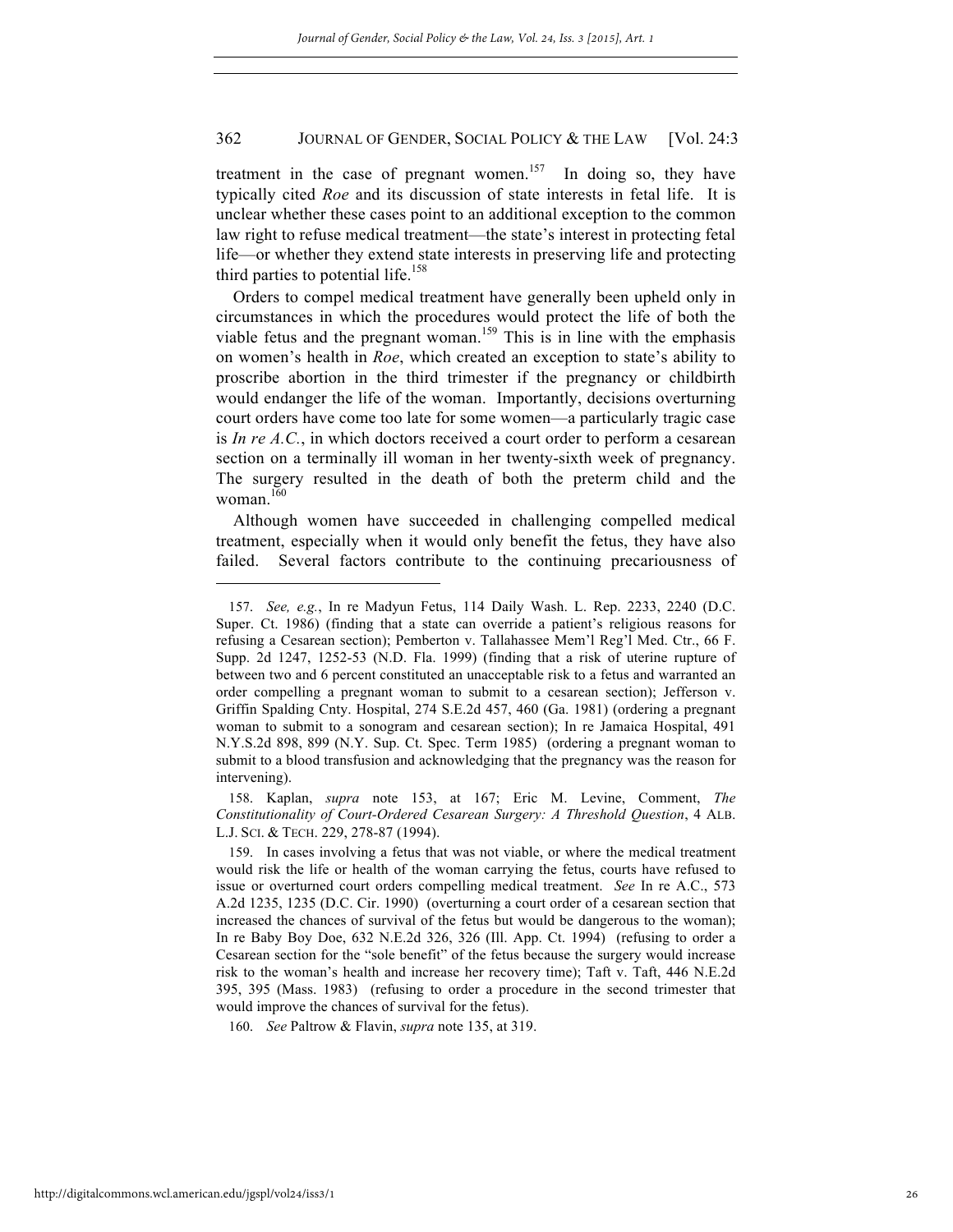treatment in the case of pregnant women.[157] In doing so, they have typically cited *Roe* and its discussion of state interests in fetal life. It is unclear whether these cases point to an additional exception to the common law right to refuse medical treatment—the state's interest in protecting fetal life—or whether they extend state interests in preserving life and protecting third parties to potential life.[158]

Orders to compel medical treatment have generally been upheld only in circumstances in which the procedures would protect the life of both the viable fetus and the pregnant woman.[159] This is in line with the emphasis on women's health in *Roe*, which created an exception to state's ability to proscribe abortion in the third trimester if the pregnancy or childbirth would endanger the life of the woman. Importantly, decisions overturning court orders have come too late for some women—a particularly tragic case is *In re A.C.*, in which doctors received a court order to perform a cesarean section on a terminally ill woman in her twenty-sixth week of pregnancy. The surgery resulted in the death of both the preterm child and the woman.[160]

Although women have succeeded in challenging compelled medical treatment, especially when it would only benefit the fetus, they have also failed. Several factors contribute to the continuing precariousness of

---

157. *See, e.g.*, In re Madyun Fetus, 114 Daily Wash. L. Rep. 2233, 2240 (D.C. Super. Ct. 1986) (finding that a state can override a patient's religious reasons for refusing a Cesarean section); Pemberton v. Tallahassee Mem'l Reg'l Med. Ctr., 66 F. Supp. 2d 1247, 1252-53 (N.D. Fla. 1999) (finding that a risk of uterine rupture of between two and 6 percent constituted an unacceptable risk to a fetus and warranted an order compelling a pregnant woman to submit to a cesarean section); Jefferson v. Griffin Spalding Cnty. Hospital, 274 S.E.2d 457, 460 (Ga. 1981) (ordering a pregnant woman to submit to a sonogram and cesarean section); In re Jamaica Hospital, 491 N.Y.S.2d 898, 899 (N.Y. Sup. Ct. Spec. Term 1985) (ordering a pregnant woman to submit to a blood transfusion and acknowledging that the pregnancy was the reason for intervening).

158. Kaplan, *supra* note 153, at 167; Eric M. Levine, Comment, *The Constitutionality of Court-Ordered Cesarean Surgery: A Threshold Question*, 4 ALB. L.J. SCI. & TECH. 229, 278-87 (1994).

159. In cases involving a fetus that was not viable, or where the medical treatment would risk the life or health of the woman carrying the fetus, courts have refused to issue or overturned court orders compelling medical treatment. *See* In re A.C., 573 A.2d 1235, 1235 (D.C. Cir. 1990) (overturning a court order of a cesarean section that increased the chances of survival of the fetus but would be dangerous to the woman); In re Baby Boy Doe, 632 N.E.2d 326, 326 (Ill. App. Ct. 1994) (refusing to order a Cesarean section for the "sole benefit" of the fetus because the surgery would increase risk to the woman's health and increase her recovery time); Taft v. Taft, 446 N.E.2d 395, 395 (Mass. 1983) (refusing to order a procedure in the second trimester that would improve the chances of survival for the fetus).

160. *See* Paltrow & Flavin, *supra* note 135, at 319.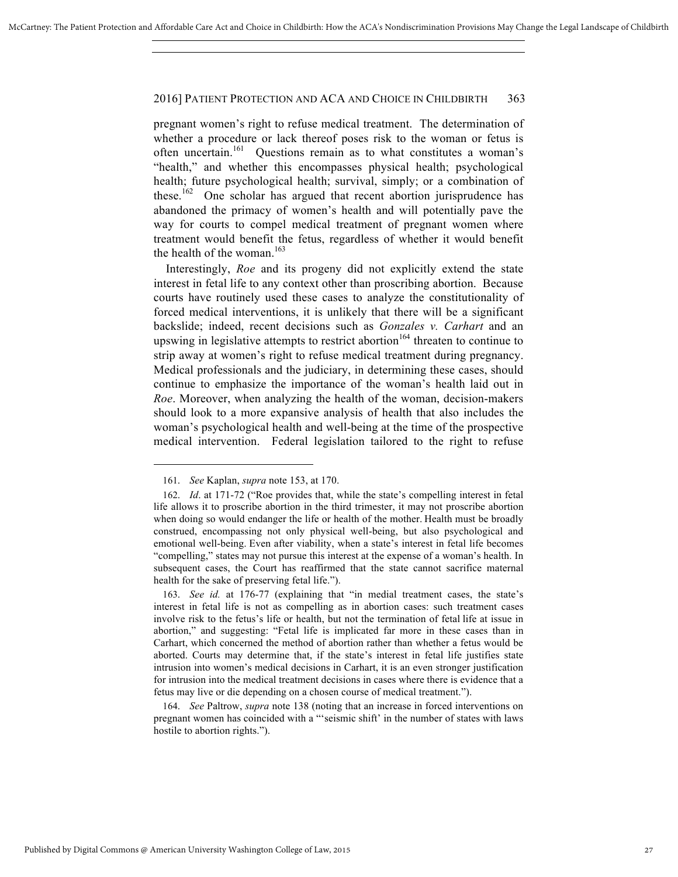pregnant women's right to refuse medical treatment. The determination of whether a procedure or lack thereof poses risk to the woman or fetus is often uncertain.[161] Questions remain as to what constitutes a woman's "health," and whether this encompasses physical health; psychological health; future psychological health; survival, simply; or a combination of these.[162] One scholar has argued that recent abortion jurisprudence has abandoned the primacy of women's health and will potentially pave the way for courts to compel medical treatment of pregnant women where treatment would benefit the fetus, regardless of whether it would benefit the health of the woman.[163]

Interestingly, *Roe* and its progeny did not explicitly extend the state interest in fetal life to any context other than proscribing abortion. Because courts have routinely used these cases to analyze the constitutionality of forced medical interventions, it is unlikely that there will be a significant backslide; indeed, recent decisions such as *Gonzales v. Carhart* and an upswing in legislative attempts to restrict abortion[164] threaten to continue to strip away at women's right to refuse medical treatment during pregnancy. Medical professionals and the judiciary, in determining these cases, should continue to emphasize the importance of the woman's health laid out in *Roe*. Moreover, when analyzing the health of the woman, decision-makers should look to a more expansive analysis of health that also includes the woman's psychological health and well-being at the time of the prospective medical intervention. Federal legislation tailored to the right to refuse

---

161. *See* Kaplan, *supra* note 153, at 170.

162. *Id*. at 171-72 ("Roe provides that, while the state's compelling interest in fetal life allows it to proscribe abortion in the third trimester, it may not proscribe abortion when doing so would endanger the life or health of the mother. Health must be broadly construed, encompassing not only physical well-being, but also psychological and emotional well-being. Even after viability, when a state's interest in fetal life becomes "compelling," states may not pursue this interest at the expense of a woman's health. In subsequent cases, the Court has reaffirmed that the state cannot sacrifice maternal health for the sake of preserving fetal life.").

163. *See id.* at 176-77 (explaining that "in medial treatment cases, the state's interest in fetal life is not as compelling as in abortion cases: such treatment cases involve risk to the fetus's life or health, but not the termination of fetal life at issue in abortion," and suggesting: "Fetal life is implicated far more in these cases than in Carhart, which concerned the method of abortion rather than whether a fetus would be aborted. Courts may determine that, if the state's interest in fetal life justifies state intrusion into women's medical decisions in Carhart, it is an even stronger justification for intrusion into the medical treatment decisions in cases where there is evidence that a fetus may live or die depending on a chosen course of medical treatment.").

164. *See* Paltrow, *supra* note 138 (noting that an increase in forced interventions on pregnant women has coincided with a "'seismic shift' in the number of states with laws hostile to abortion rights.").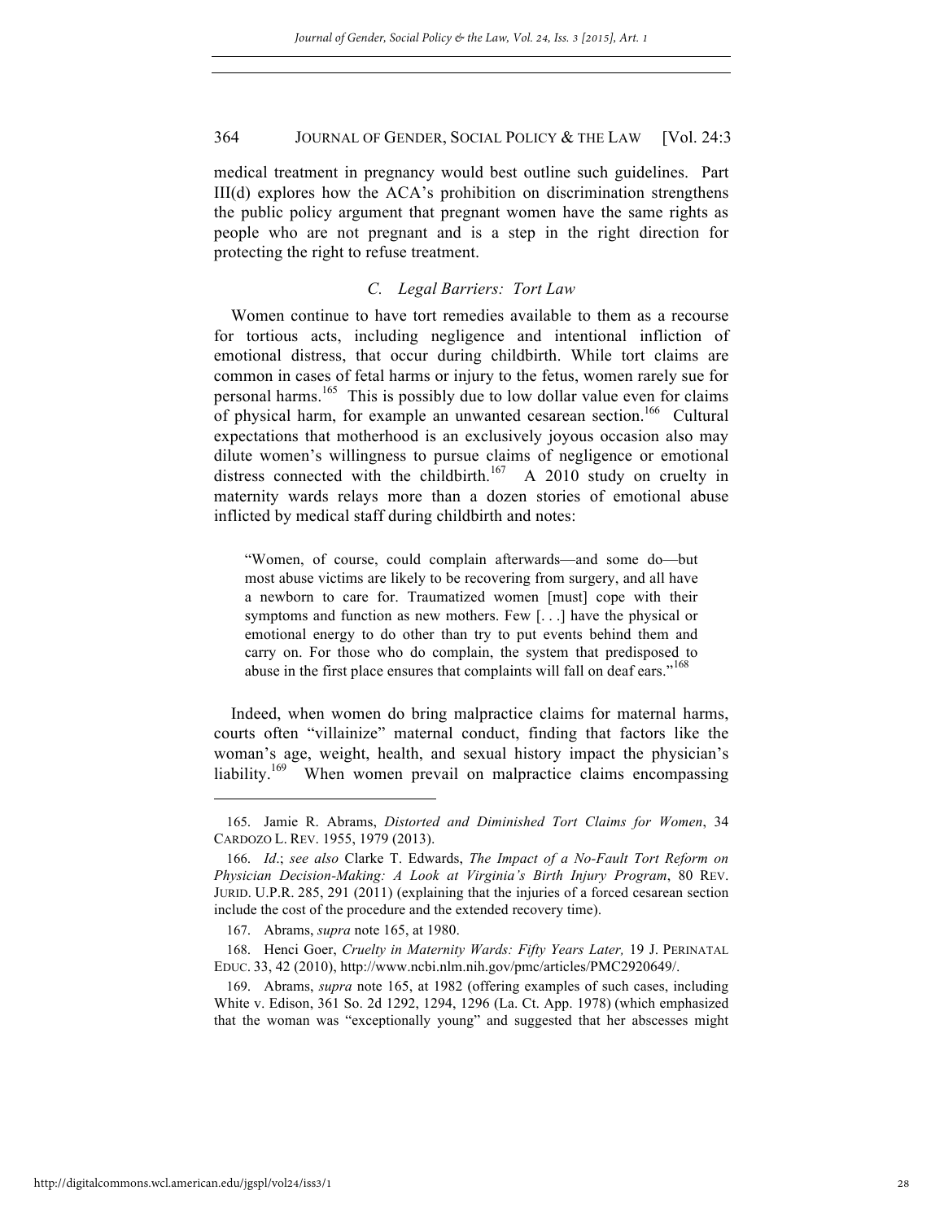medical treatment in pregnancy would best outline such guidelines. Part III(d) explores how the ACA's prohibition on discrimination strengthens the public policy argument that pregnant women have the same rights as people who are not pregnant and is a step in the right direction for protecting the right to refuse treatment.

### *C. Legal Barriers: Tort Law*

Women continue to have tort remedies available to them as a recourse for tortious acts, including negligence and intentional infliction of emotional distress, that occur during childbirth. While tort claims are common in cases of fetal harms or injury to the fetus, women rarely sue for personal harms.[165] This is possibly due to low dollar value even for claims of physical harm, for example an unwanted cesarean section.[166] Cultural expectations that motherhood is an exclusively joyous occasion also may dilute women's willingness to pursue claims of negligence or emotional distress connected with the childbirth.[167] A 2010 study on cruelty in maternity wards relays more than a dozen stories of emotional abuse inflicted by medical staff during childbirth and notes:

> "Women, of course, could complain afterwards—and some do—but most abuse victims are likely to be recovering from surgery, and all have a newborn to care for. Traumatized women [must] cope with their symptoms and function as new mothers. Few [. . .] have the physical or emotional energy to do other than try to put events behind them and carry on. For those who do complain, the system that predisposed to abuse in the first place ensures that complaints will fall on deaf ears."[168]

Indeed, when women do bring malpractice claims for maternal harms, courts often "villainize" maternal conduct, finding that factors like the woman's age, weight, health, and sexual history impact the physician's liability.[169] When women prevail on malpractice claims encompassing

---

165. Jamie R. Abrams, *Distorted and Diminished Tort Claims for Women*, 34 CARDOZO L. REV. 1955, 1979 (2013).

166. *Id*.; *see also* Clarke T. Edwards, *The Impact of a No-Fault Tort Reform on Physician Decision-Making: A Look at Virginia's Birth Injury Program*, 80 REV. JURID. U.P.R. 285, 291 (2011) (explaining that the injuries of a forced cesarean section include the cost of the procedure and the extended recovery time).

167. Abrams, *supra* note 165, at 1980.

168. Henci Goer, *Cruelty in Maternity Wards: Fifty Years Later,* 19 J. PERINATAL EDUC. 33, 42 (2010), http://www.ncbi.nlm.nih.gov/pmc/articles/PMC2920649/.

169. Abrams, *supra* note 165, at 1982 (offering examples of such cases, including White v. Edison, 361 So. 2d 1292, 1294, 1296 (La. Ct. App. 1978) (which emphasized that the woman was "exceptionally young" and suggested that her abscesses might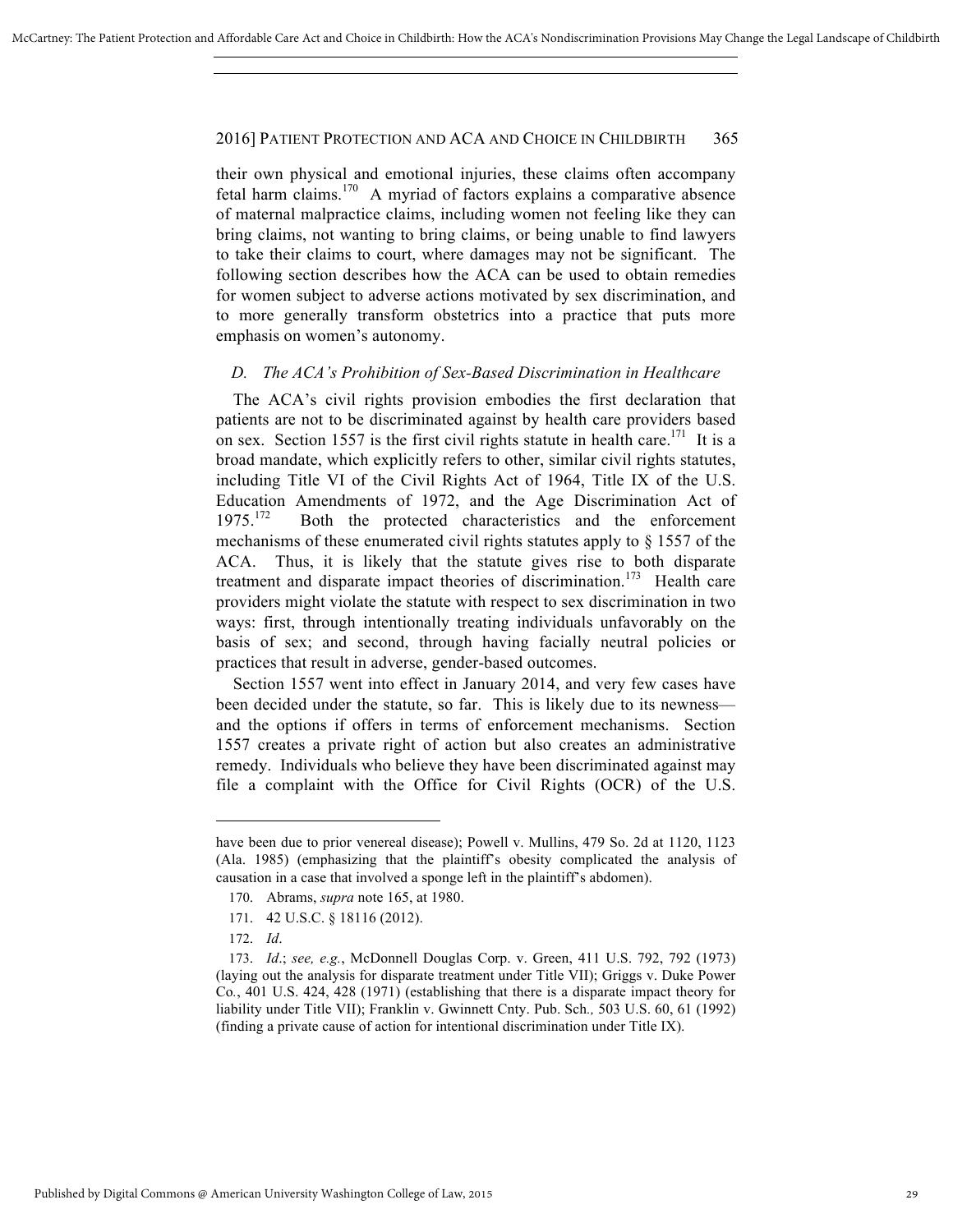their own physical and emotional injuries, these claims often accompany fetal harm claims.[170] A myriad of factors explains a comparative absence of maternal malpractice claims, including women not feeling like they can bring claims, not wanting to bring claims, or being unable to find lawyers to take their claims to court, where damages may not be significant. The following section describes how the ACA can be used to obtain remedies for women subject to adverse actions motivated by sex discrimination, and to more generally transform obstetrics into a practice that puts more emphasis on women's autonomy.

### *D. The ACA's Prohibition of Sex-Based Discrimination in Healthcare*

The ACA's civil rights provision embodies the first declaration that patients are not to be discriminated against by health care providers based on sex. Section 1557 is the first civil rights statute in health care.[171] It is a broad mandate, which explicitly refers to other, similar civil rights statutes, including Title VI of the Civil Rights Act of 1964, Title IX of the U.S. Education Amendments of 1972, and the Age Discrimination Act of 1975.[172] Both the protected characteristics and the enforcement mechanisms of these enumerated civil rights statutes apply to § 1557 of the ACA. Thus, it is likely that the statute gives rise to both disparate treatment and disparate impact theories of discrimination.[173] Health care providers might violate the statute with respect to sex discrimination in two ways: first, through intentionally treating individuals unfavorably on the basis of sex; and second, through having facially neutral policies or practices that result in adverse, gender-based outcomes.

Section 1557 went into effect in January 2014, and very few cases have been decided under the statute, so far. This is likely due to its newness—and the options if offers in terms of enforcement mechanisms. Section 1557 creates a private right of action but also creates an administrative remedy. Individuals who believe they have been discriminated against may file a complaint with the Office for Civil Rights (OCR) of the U.S.

---

have been due to prior venereal disease); Powell v. Mullins, 479 So. 2d at 1120, 1123 (Ala. 1985) (emphasizing that the plaintiff's obesity complicated the analysis of causation in a case that involved a sponge left in the plaintiff's abdomen).

170. Abrams, *supra* note 165, at 1980.

171. 42 U.S.C. § 18116 (2012).

172. *Id*.

173. *Id*.; *see, e.g.*, McDonnell Douglas Corp. v. Green, 411 U.S. 792, 792 (1973) (laying out the analysis for disparate treatment under Title VII); Griggs v. Duke Power Co., 401 U.S. 424, 428 (1971) (establishing that there is a disparate impact theory for liability under Title VII); Franklin v. Gwinnett Cnty. Pub. Sch*.*, 503 U.S. 60, 61 (1992) (finding a private cause of action for intentional discrimination under Title IX).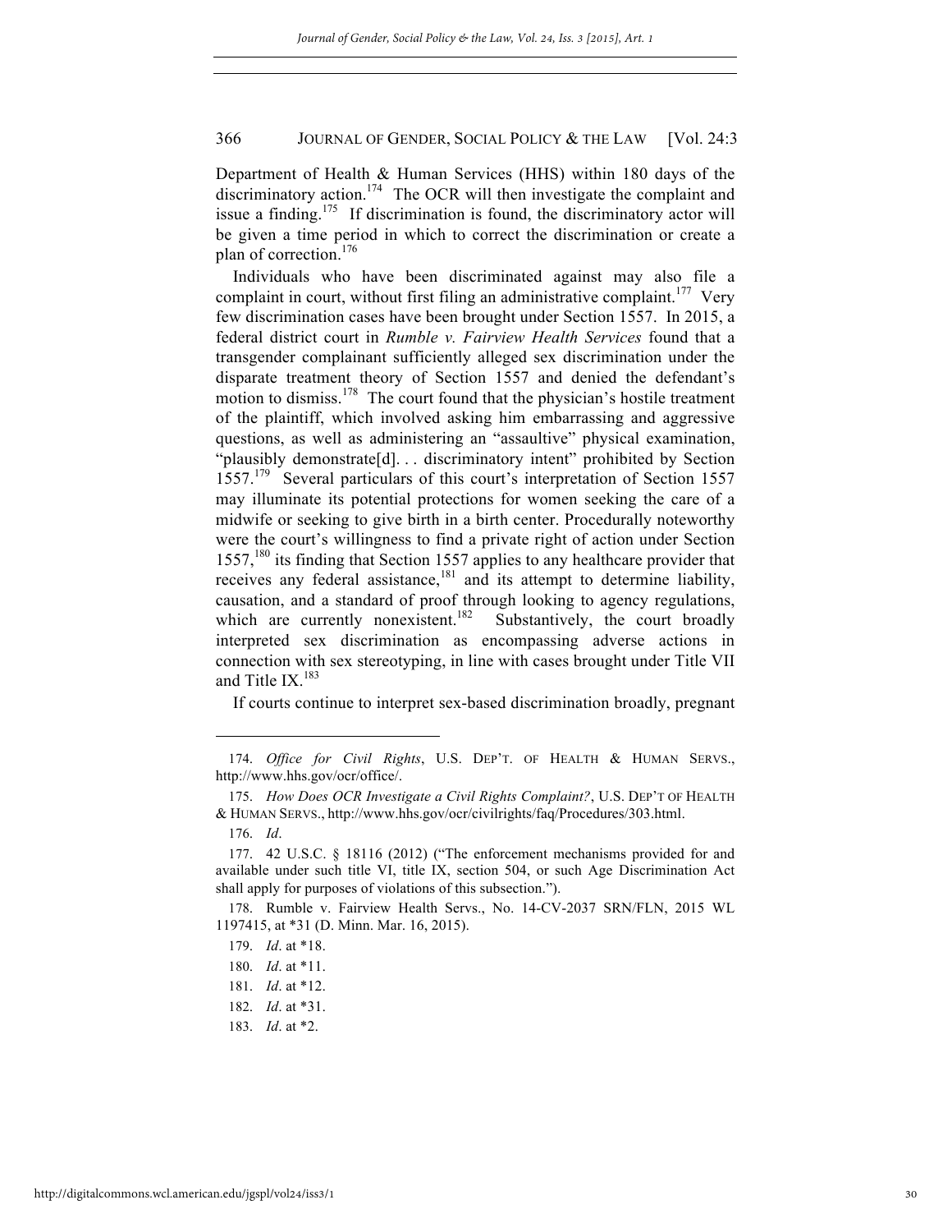Department of Health & Human Services (HHS) within 180 days of the discriminatory action.[174] The OCR will then investigate the complaint and issue a finding.[175] If discrimination is found, the discriminatory actor will be given a time period in which to correct the discrimination or create a plan of correction.[176]

Individuals who have been discriminated against may also file a complaint in court, without first filing an administrative complaint.[177] Very few discrimination cases have been brought under Section 1557. In 2015, a federal district court in *Rumble v. Fairview Health Services* found that a transgender complainant sufficiently alleged sex discrimination under the disparate treatment theory of Section 1557 and denied the defendant's motion to dismiss.[178] The court found that the physician's hostile treatment of the plaintiff, which involved asking him embarrassing and aggressive questions, as well as administering an "assaultive" physical examination, "plausibly demonstrate[d]. . . discriminatory intent" prohibited by Section 1557.[179] Several particulars of this court's interpretation of Section 1557 may illuminate its potential protections for women seeking the care of a midwife or seeking to give birth in a birth center. Procedurally noteworthy were the court's willingness to find a private right of action under Section 1557,[180] its finding that Section 1557 applies to any healthcare provider that receives any federal assistance,[181] and its attempt to determine liability, causation, and a standard of proof through looking to agency regulations, which are currently nonexistent.[182] Substantively, the court broadly interpreted sex discrimination as encompassing adverse actions in connection with sex stereotyping, in line with cases brought under Title VII and Title IX.[183]

If courts continue to interpret sex-based discrimination broadly, pregnant

---

174. *Office for Civil Rights*, U.S. DEP'T. OF HEALTH & HUMAN SERVS., http://www.hhs.gov/ocr/office/.

175. *How Does OCR Investigate a Civil Rights Complaint?*, U.S. DEP'T OF HEALTH & HUMAN SERVS., http://www.hhs.gov/ocr/civilrights/faq/Procedures/303.html.

176. *Id*.

177. 42 U.S.C. § 18116 (2012) ("The enforcement mechanisms provided for and available under such title VI, title IX, section 504, or such Age Discrimination Act shall apply for purposes of violations of this subsection.").

178. Rumble v. Fairview Health Servs., No. 14-CV-2037 SRN/FLN, 2015 WL 1197415, at *31 (D. Minn. Mar. 16, 2015).

179. *Id*. at *18.

180. *Id*. at *11.

181. *Id*. at *12.

182. *Id*. at *31.

183. *Id*. at *2.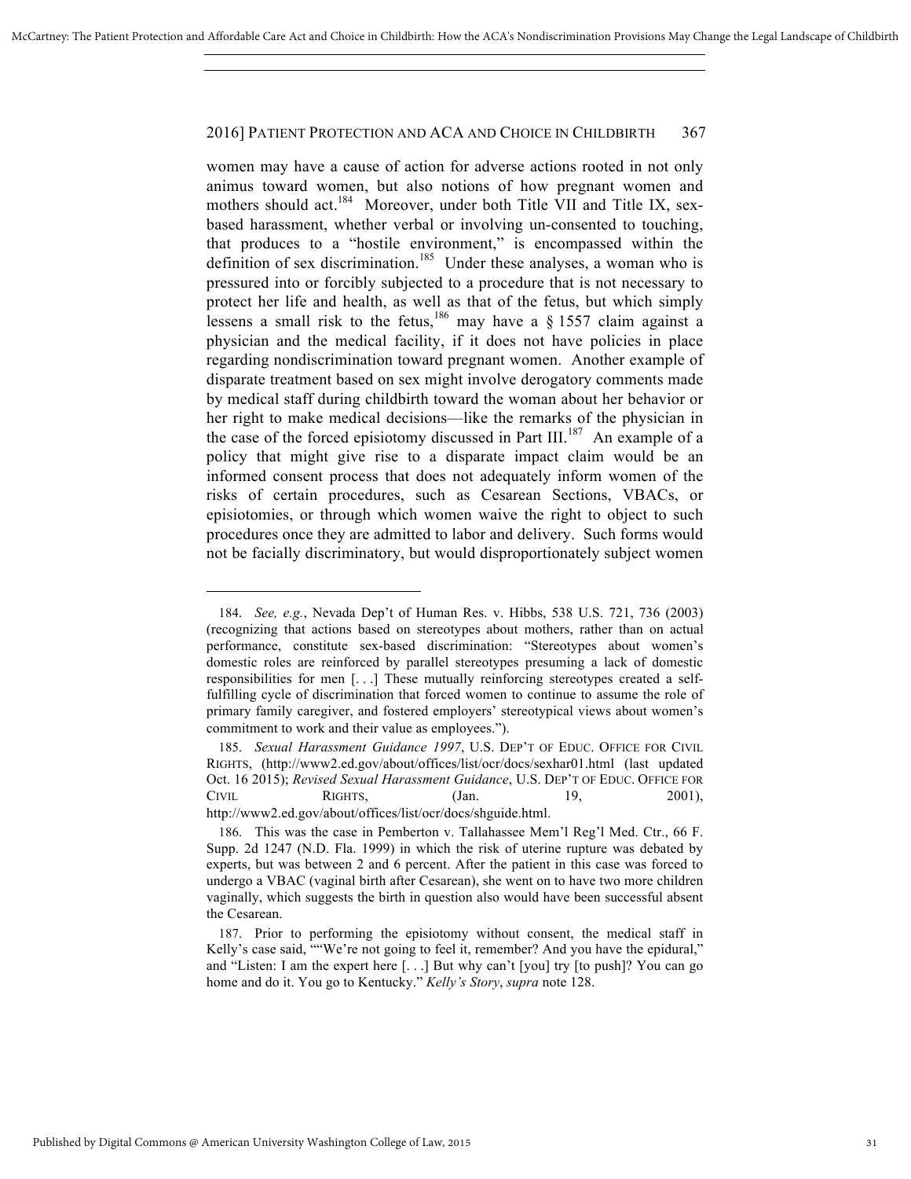women may have a cause of action for adverse actions rooted in not only animus toward women, but also notions of how pregnant women and mothers should act.[184] Moreover, under both Title VII and Title IX, sex-based harassment, whether verbal or involving un-consented to touching, that produces to a "hostile environment," is encompassed within the definition of sex discrimination.[185] Under these analyses, a woman who is pressured into or forcibly subjected to a procedure that is not necessary to protect her life and health, as well as that of the fetus, but which simply lessens a small risk to the fetus,[186] may have a § 1557 claim against a physician and the medical facility, if it does not have policies in place regarding nondiscrimination toward pregnant women. Another example of disparate treatment based on sex might involve derogatory comments made by medical staff during childbirth toward the woman about her behavior or her right to make medical decisions—like the remarks of the physician in the case of the forced episiotomy discussed in Part III.[187] An example of a policy that might give rise to a disparate impact claim would be an informed consent process that does not adequately inform women of the risks of certain procedures, such as Cesarean Sections, VBACs, or episiotomies, or through which women waive the right to object to such procedures once they are admitted to labor and delivery. Such forms would not be facially discriminatory, but would disproportionately subject women

---

184. *See, e.g.*, Nevada Dep't of Human Res. v. Hibbs, 538 U.S. 721, 736 (2003) (recognizing that actions based on stereotypes about mothers, rather than on actual performance, constitute sex-based discrimination: "Stereotypes about women's domestic roles are reinforced by parallel stereotypes presuming a lack of domestic responsibilities for men [. . .] These mutually reinforcing stereotypes created a self-fulfilling cycle of discrimination that forced women to continue to assume the role of primary family caregiver, and fostered employers' stereotypical views about women's commitment to work and their value as employees.").

185. *Sexual Harassment Guidance 1997*, U.S. DEP'T OF EDUC. OFFICE FOR CIVIL RIGHTS, (http://www2.ed.gov/about/offices/list/ocr/docs/sexhar01.html (last updated Oct. 16 2015); *Revised Sexual Harassment Guidance*, U.S. DEP'T OF EDUC. OFFICE FOR CIVIL RIGHTS, (Jan. 19, 2001), http://www2.ed.gov/about/offices/list/ocr/docs/shguide.html.

186. This was the case in Pemberton v. Tallahassee Mem'l Reg'l Med. Ctr., 66 F. Supp. 2d 1247 (N.D. Fla. 1999) in which the risk of uterine rupture was debated by experts, but was between 2 and 6 percent. After the patient in this case was forced to undergo a VBAC (vaginal birth after Cesarean), she went on to have two more children vaginally, which suggests the birth in question also would have been successful absent the Cesarean.

187. Prior to performing the episiotomy without consent, the medical staff in Kelly's case said, ""We're not going to feel it, remember? And you have the epidural," and "Listen: I am the expert here [. . .] But why can't [you] try [to push]? You can go home and do it. You go to Kentucky." *Kelly's Story*, *supra* note 128.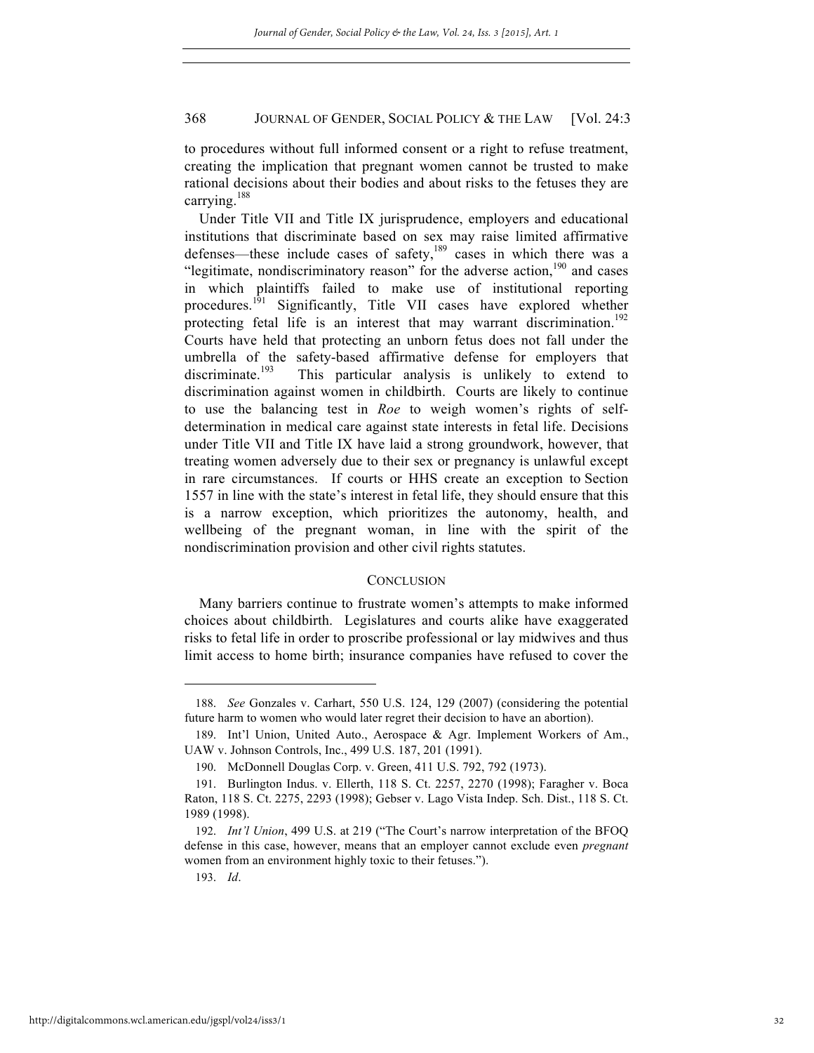to procedures without full informed consent or a right to refuse treatment, creating the implication that pregnant women cannot be trusted to make rational decisions about their bodies and about risks to the fetuses they are carrying.[188]

Under Title VII and Title IX jurisprudence, employers and educational institutions that discriminate based on sex may raise limited affirmative defenses—these include cases of safety,[189] cases in which there was a "legitimate, nondiscriminatory reason" for the adverse action,[190] and cases in which plaintiffs failed to make use of institutional reporting procedures.[191] Significantly, Title VII cases have explored whether protecting fetal life is an interest that may warrant discrimination.[192] Courts have held that protecting an unborn fetus does not fall under the umbrella of the safety-based affirmative defense for employers that discriminate.[193] This particular analysis is unlikely to extend to discrimination against women in childbirth. Courts are likely to continue to use the balancing test in *Roe* to weigh women's rights of self-determination in medical care against state interests in fetal life. Decisions under Title VII and Title IX have laid a strong groundwork, however, that treating women adversely due to their sex or pregnancy is unlawful except in rare circumstances. If courts or HHS create an exception to Section 1557 in line with the state's interest in fetal life, they should ensure that this is a narrow exception, which prioritizes the autonomy, health, and wellbeing of the pregnant woman, in line with the spirit of the nondiscrimination provision and other civil rights statutes.

## CONCLUSION

Many barriers continue to frustrate women's attempts to make informed choices about childbirth. Legislatures and courts alike have exaggerated risks to fetal life in order to proscribe professional or lay midwives and thus limit access to home birth; insurance companies have refused to cover the

---

188. *See* Gonzales v. Carhart, 550 U.S. 124, 129 (2007) (considering the potential future harm to women who would later regret their decision to have an abortion).

189. Int'l Union, United Auto., Aerospace & Agr. Implement Workers of Am., UAW v. Johnson Controls, Inc., 499 U.S. 187, 201 (1991).

190. McDonnell Douglas Corp. v. Green, 411 U.S. 792, 792 (1973).

191. Burlington Indus. v. Ellerth, 118 S. Ct. 2257, 2270 (1998); Faragher v. Boca Raton, 118 S. Ct. 2275, 2293 (1998); Gebser v. Lago Vista Indep. Sch. Dist., 118 S. Ct. 1989 (1998).

192. *Int'l Union*, 499 U.S. at 219 ("The Court's narrow interpretation of the BFOQ defense in this case, however, means that an employer cannot exclude even *pregnant* women from an environment highly toxic to their fetuses.").

193. *Id*.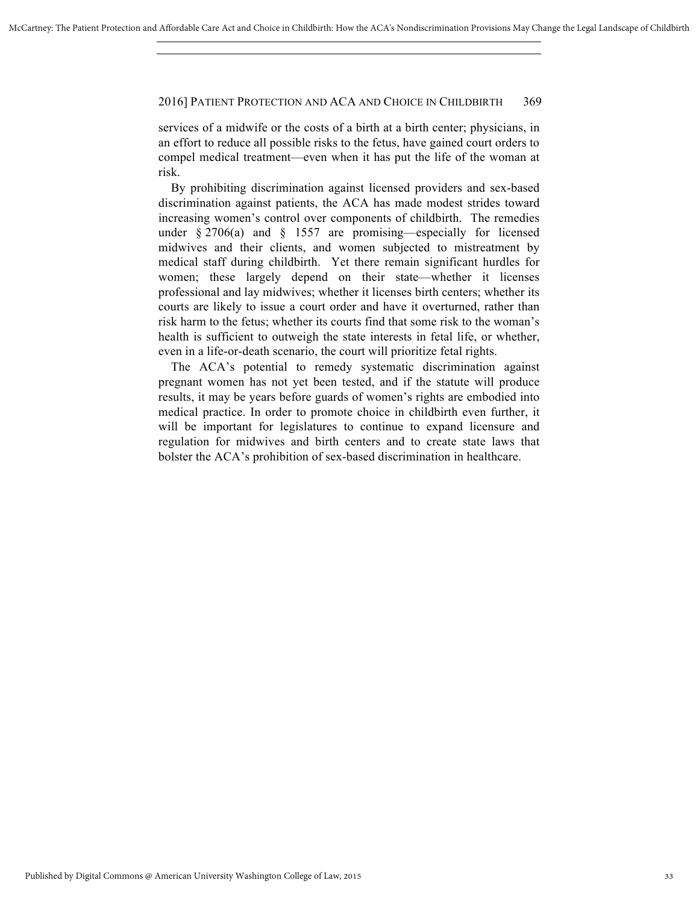services of a midwife or the costs of a birth at a birth center; physicians, in an effort to reduce all possible risks to the fetus, have gained court orders to compel medical treatment—even when it has put the life of the woman at risk.

By prohibiting discrimination against licensed providers and sex-based discrimination against patients, the ACA has made modest strides toward increasing women's control over components of childbirth. The remedies under § 2706(a) and § 1557 are promising—especially for licensed midwives and their clients, and women subjected to mistreatment by medical staff during childbirth. Yet there remain significant hurdles for women; these largely depend on their state—whether it licenses professional and lay midwives; whether it licenses birth centers; whether its courts are likely to issue a court order and have it overturned, rather than risk harm to the fetus; whether its courts find that some risk to the woman's health is sufficient to outweigh the state interests in fetal life, or whether, even in a life-or-death scenario, the court will prioritize fetal rights.

The ACA's potential to remedy systematic discrimination against pregnant women has not yet been tested, and if the statute will produce results, it may be years before guards of women's rights are embodied into medical practice. In order to promote choice in childbirth even further, it will be important for legislatures to continue to expand licensure and regulation for midwives and birth centers and to create state laws that bolster the ACA's prohibition of sex-based discrimination in healthcare.